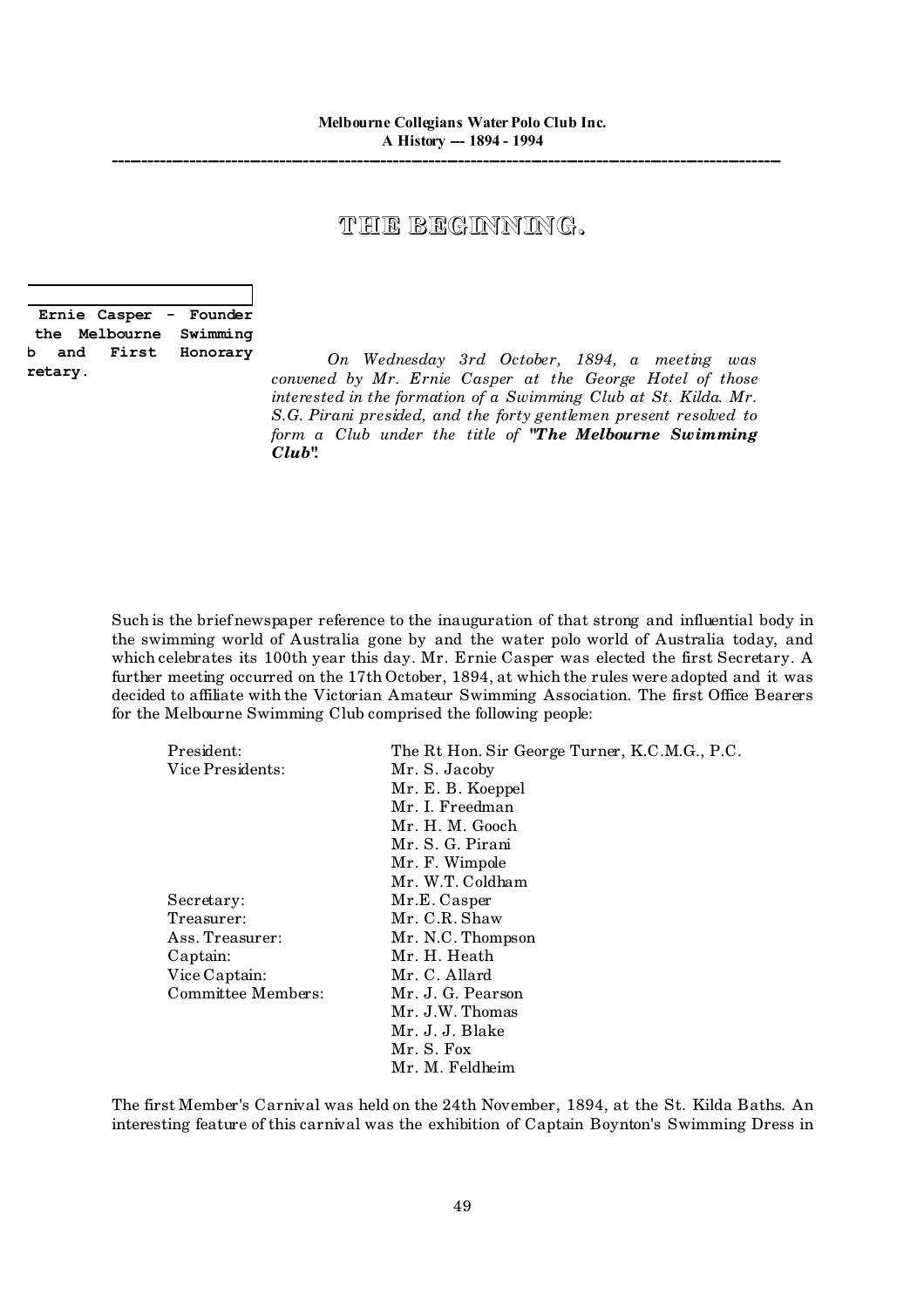# THE BEGINNING.

Ernie Casper - Founder the Melbourne Swimming b and First Honorary retary.

*On Wednesday 3rd October, 1894, a meeting was convened by Mr. Ernie Casper at the George Hotel of those interested in the formation of a Swimming Club at St. Kilda. Mr. S.G. Pirani presided, and the forty gentlemen present resolved to form a Club under the title of* ***"The Melbourne Swimming Club"****.*

Such is the brief newspaper reference to the inauguration of that strong and influential body in the swimming world of Australia gone by and the water polo world of Australia today, and which celebrates its 100th year this day. Mr. Ernie Casper was elected the first Secretary. A further meeting occurred on the 17th October, 1894, at which the rules were adopted and it was decided to affiliate with the Victorian Amateur Swimming Association. The first Office Bearers for the Melbourne Swimming Club comprised the following people:

| | |
|---|---|
| President: | The Rt Hon. Sir George Turner, K.C.M.G., P.C. |
| Vice Presidents: | Mr. S. Jacoby |
| | Mr. E. B. Koeppel |
| | Mr. I. Freedman |
| | Mr. H. M. Gooch |
| | Mr. S. G. Pirani |
| | Mr. F. Wimpole |
| | Mr. W.T. Coldham |
| Secretary: | Mr.E. Casper |
| Treasurer: | Mr. C.R. Shaw |
| Ass. Treasurer: | Mr. N.C. Thompson |
| Captain: | Mr. H. Heath |
| Vice Captain: | Mr. C. Allard |
| Committee Members: | Mr. J. G. Pearson |
| | Mr. J.W. Thomas |
| | Mr. J. J. Blake |
| | Mr. S. Fox |
| | Mr. M. Feldheim |

The first Member's Carnival was held on the 24th November, 1894, at the St. Kilda Baths. An interesting feature of this carnival was the exhibition of Captain Boynton's Swimming Dress in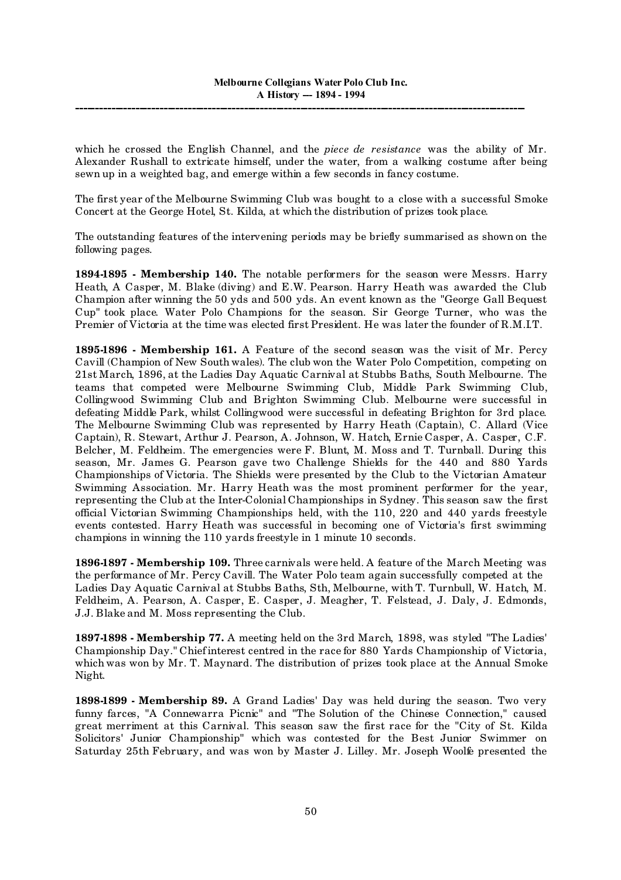which he crossed the English Channel, and the *piece de resistance* was the ability of Mr. Alexander Rushall to extricate himself, under the water, from a walking costume after being sewn up in a weighted bag, and emerge within a few seconds in fancy costume.

The first year of the Melbourne Swimming Club was bought to a close with a successful Smoke Concert at the George Hotel, St. Kilda, at which the distribution of prizes took place.

The outstanding features of the intervening periods may be briefly summarised as shown on the following pages.

**1894-1895 - Membership 140.** The notable performers for the season were Messrs. Harry Heath, A Casper, M. Blake (diving) and E.W. Pearson. Harry Heath was awarded the Club Champion after winning the 50 yds and 500 yds. An event known as the "George Gall Bequest Cup" took place. Water Polo Champions for the season. Sir George Turner, who was the Premier of Victoria at the time was elected first President. He was later the founder of R.M.I.T.

**1895-1896 - Membership 161.** A Feature of the second season was the visit of Mr. Percy Cavill (Champion of New South wales). The club won the Water Polo Competition, competing on 21st March, 1896, at the Ladies Day Aquatic Carnival at Stubbs Baths, South Melbourne. The teams that competed were Melbourne Swimming Club, Middle Park Swimming Club, Collingwood Swimming Club and Brighton Swimming Club. Melbourne were successful in defeating Middle Park, whilst Collingwood were successful in defeating Brighton for 3rd place. The Melbourne Swimming Club was represented by Harry Heath (Captain), C. Allard (Vice Captain), R. Stewart, Arthur J. Pearson, A. Johnson, W. Hatch, Ernie Casper, A. Casper, C.F. Belcher, M. Feldheim. The emergencies were F. Blunt, M. Moss and T. Turnball. During this season, Mr. James G. Pearson gave two Challenge Shields for the 440 and 880 Yards Championships of Victoria. The Shields were presented by the Club to the Victorian Amateur Swimming Association. Mr. Harry Heath was the most prominent performer for the year, representing the Club at the Inter-Colonial Championships in Sydney. This season saw the first official Victorian Swimming Championships held, with the 110, 220 and 440 yards freestyle events contested. Harry Heath was successful in becoming one of Victoria's first swimming champions in winning the 110 yards freestyle in 1 minute 10 seconds.

**1896-1897 - Membership 109.** Three carnivals were held. A feature of the March Meeting was the performance of Mr. Percy Cavill. The Water Polo team again successfully competed at the Ladies Day Aquatic Carnival at Stubbs Baths, Sth, Melbourne, with T. Turnbull, W. Hatch, M. Feldheim, A. Pearson, A. Casper, E. Casper, J. Meagher, T. Felstead, J. Daly, J. Edmonds, J.J. Blake and M. Moss representing the Club.

**1897-1898 - Membership 77.** A meeting held on the 3rd March, 1898, was styled "The Ladies' Championship Day." Chief interest centred in the race for 880 Yards Championship of Victoria, which was won by Mr. T. Maynard. The distribution of prizes took place at the Annual Smoke Night.

**1898-1899 - Membership 89.** A Grand Ladies' Day was held during the season. Two very funny farces, "A Connewarra Picnic" and "The Solution of the Chinese Connection," caused great merriment at this Carnival. This season saw the first race for the "City of St. Kilda Solicitors' Junior Championship" which was contested for the Best Junior Swimmer on Saturday 25th February, and was won by Master J. Lilley. Mr. Joseph Woolfe presented the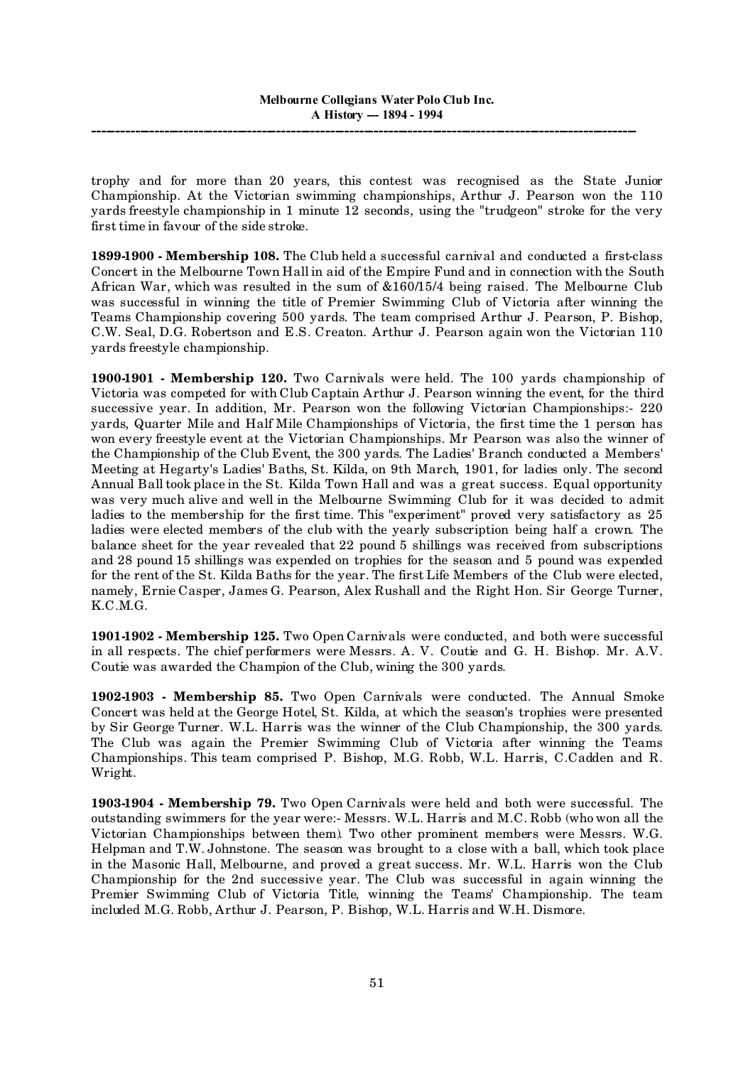trophy and for more than 20 years, this contest was recognised as the State Junior Championship. At the Victorian swimming championships, Arthur J. Pearson won the 110 yards freestyle championship in 1 minute 12 seconds, using the "trudgeon" stroke for the very first time in favour of the side stroke.

**1899-1900 - Membership 108.** The Club held a successful carnival and conducted a first-class Concert in the Melbourne Town Hall in aid of the Empire Fund and in connection with the South African War, which was resulted in the sum of &160/15/4 being raised. The Melbourne Club was successful in winning the title of Premier Swimming Club of Victoria after winning the Teams Championship covering 500 yards. The team comprised Arthur J. Pearson, P. Bishop, C.W. Seal, D.G. Robertson and E.S. Creaton. Arthur J. Pearson again won the Victorian 110 yards freestyle championship.

**1900-1901 - Membership 120.** Two Carnivals were held. The 100 yards championship of Victoria was competed for with Club Captain Arthur J. Pearson winning the event, for the third successive year. In addition, Mr. Pearson won the following Victorian Championships:- 220 yards, Quarter Mile and Half Mile Championships of Victoria, the first time the 1 person has won every freestyle event at the Victorian Championships. Mr Pearson was also the winner of the Championship of the Club Event, the 300 yards. The Ladies' Branch conducted a Members' Meeting at Hegarty's Ladies' Baths, St. Kilda, on 9th March, 1901, for ladies only. The second Annual Ball took place in the St. Kilda Town Hall and was a great success. Equal opportunity was very much alive and well in the Melbourne Swimming Club for it was decided to admit ladies to the membership for the first time. This "experiment" proved very satisfactory as 25 ladies were elected members of the club with the yearly subscription being half a crown. The balance sheet for the year revealed that 22 pound 5 shillings was received from subscriptions and 28 pound 15 shillings was expended on trophies for the season and 5 pound was expended for the rent of the St. Kilda Baths for the year. The first Life Members of the Club were elected, namely, Ernie Casper, James G. Pearson, Alex Rushall and the Right Hon. Sir George Turner, K.C.M.G.

**1901-1902 - Membership 125.** Two Open Carnivals were conducted, and both were successful in all respects. The chief performers were Messrs. A. V. Coutie and G. H. Bishop. Mr. A.V. Coutie was awarded the Champion of the Club, wining the 300 yards.

**1902-1903 - Membership 85.** Two Open Carnivals were conducted. The Annual Smoke Concert was held at the George Hotel, St. Kilda, at which the season's trophies were presented by Sir George Turner. W.L. Harris was the winner of the Club Championship, the 300 yards. The Club was again the Premier Swimming Club of Victoria after winning the Teams Championships. This team comprised P. Bishop, M.G. Robb, W.L. Harris, C.Cadden and R. Wright.

**1903-1904 - Membership 79.** Two Open Carnivals were held and both were successful. The outstanding swimmers for the year were:- Messrs. W.L. Harris and M.C. Robb (who won all the Victorian Championships between them). Two other prominent members were Messrs. W.G. Helpman and T.W. Johnstone. The season was brought to a close with a ball, which took place in the Masonic Hall, Melbourne, and proved a great success. Mr. W.L. Harris won the Club Championship for the 2nd successive year. The Club was successful in again winning the Premier Swimming Club of Victoria Title, winning the Teams' Championship. The team included M.G. Robb, Arthur J. Pearson, P. Bishop, W.L. Harris and W.H. Dismore.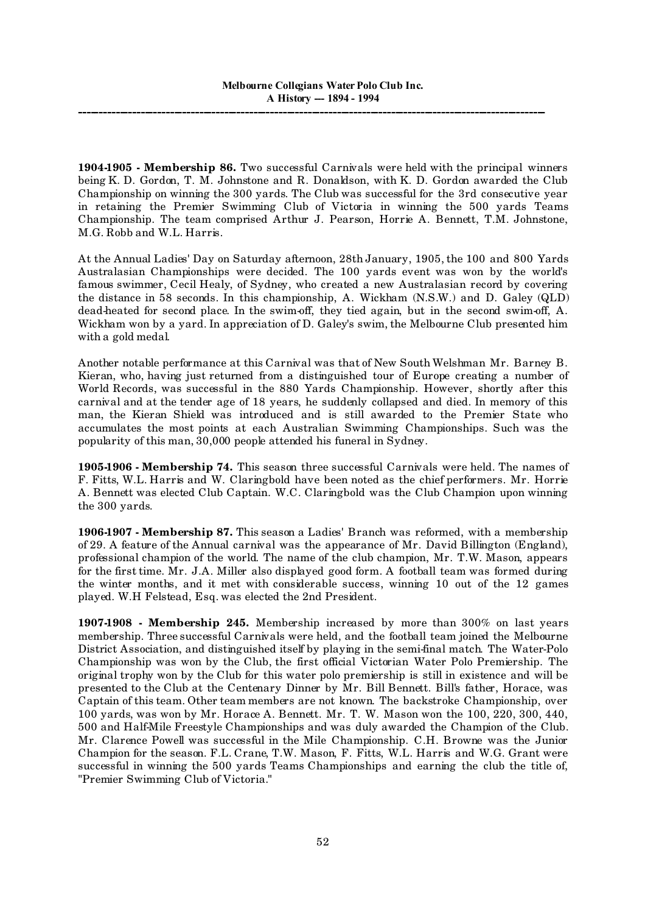**1904-1905 - Membership 86.** Two successful Carnivals were held with the principal winners being K. D. Gordon, T. M. Johnstone and R. Donaldson, with K. D. Gordon awarded the Club Championship on winning the 300 yards. The Club was successful for the 3rd consecutive year in retaining the Premier Swimming Club of Victoria in winning the 500 yards Teams Championship. The team comprised Arthur J. Pearson, Horrie A. Bennett, T.M. Johnstone, M.G. Robb and W.L. Harris.

At the Annual Ladies' Day on Saturday afternoon, 28th January, 1905, the 100 and 800 Yards Australasian Championships were decided. The 100 yards event was won by the world's famous swimmer, Cecil Healy, of Sydney, who created a new Australasian record by covering the distance in 58 seconds. In this championship, A. Wickham (N.S.W.) and D. Galey (QLD) dead-heated for second place. In the swim-off, they tied again, but in the second swim-off, A. Wickham won by a yard. In appreciation of D. Galey's swim, the Melbourne Club presented him with a gold medal.

Another notable performance at this Carnival was that of New South Welshman Mr. Barney B. Kieran, who, having just returned from a distinguished tour of Europe creating a number of World Records, was successful in the 880 Yards Championship. However, shortly after this carnival and at the tender age of 18 years, he suddenly collapsed and died. In memory of this man, the Kieran Shield was introduced and is still awarded to the Premier State who accumulates the most points at each Australian Swimming Championships. Such was the popularity of this man, 30,000 people attended his funeral in Sydney.

**1905-1906 - Membership 74.** This season three successful Carnivals were held. The names of F. Fitts, W.L. Harris and W. Claringbold have been noted as the chief performers. Mr. Horrie A. Bennett was elected Club Captain. W.C. Claringbold was the Club Champion upon winning the 300 yards.

**1906-1907 - Membership 87.** This season a Ladies' Branch was reformed, with a membership of 29. A feature of the Annual carnival was the appearance of Mr. David Billington (England), professional champion of the world. The name of the club champion, Mr. T.W. Mason, appears for the first time. Mr. J.A. Miller also displayed good form. A football team was formed during the winter months, and it met with considerable success, winning 10 out of the 12 games played. W.H Felstead, Esq. was elected the 2nd President.

**1907-1908 - Membership 245.** Membership increased by more than 300% on last years membership. Three successful Carnivals were held, and the football team joined the Melbourne District Association, and distinguished itself by playing in the semi-final match. The Water-Polo Championship was won by the Club, the first official Victorian Water Polo Premiership. The original trophy won by the Club for this water polo premiership is still in existence and will be presented to the Club at the Centenary Dinner by Mr. Bill Bennett. Bill's father, Horace, was Captain of this team. Other team members are not known. The backstroke Championship, over 100 yards, was won by Mr. Horace A. Bennett. Mr. T. W. Mason won the 100, 220, 300, 440, 500 and Half-Mile Freestyle Championships and was duly awarded the Champion of the Club. Mr. Clarence Powell was successful in the Mile Championship. C.H. Browne was the Junior Champion for the season. F.L. Crane, T.W. Mason, F. Fitts, W.L. Harris and W.G. Grant were successful in winning the 500 yards Teams Championships and earning the club the title of, "Premier Swimming Club of Victoria."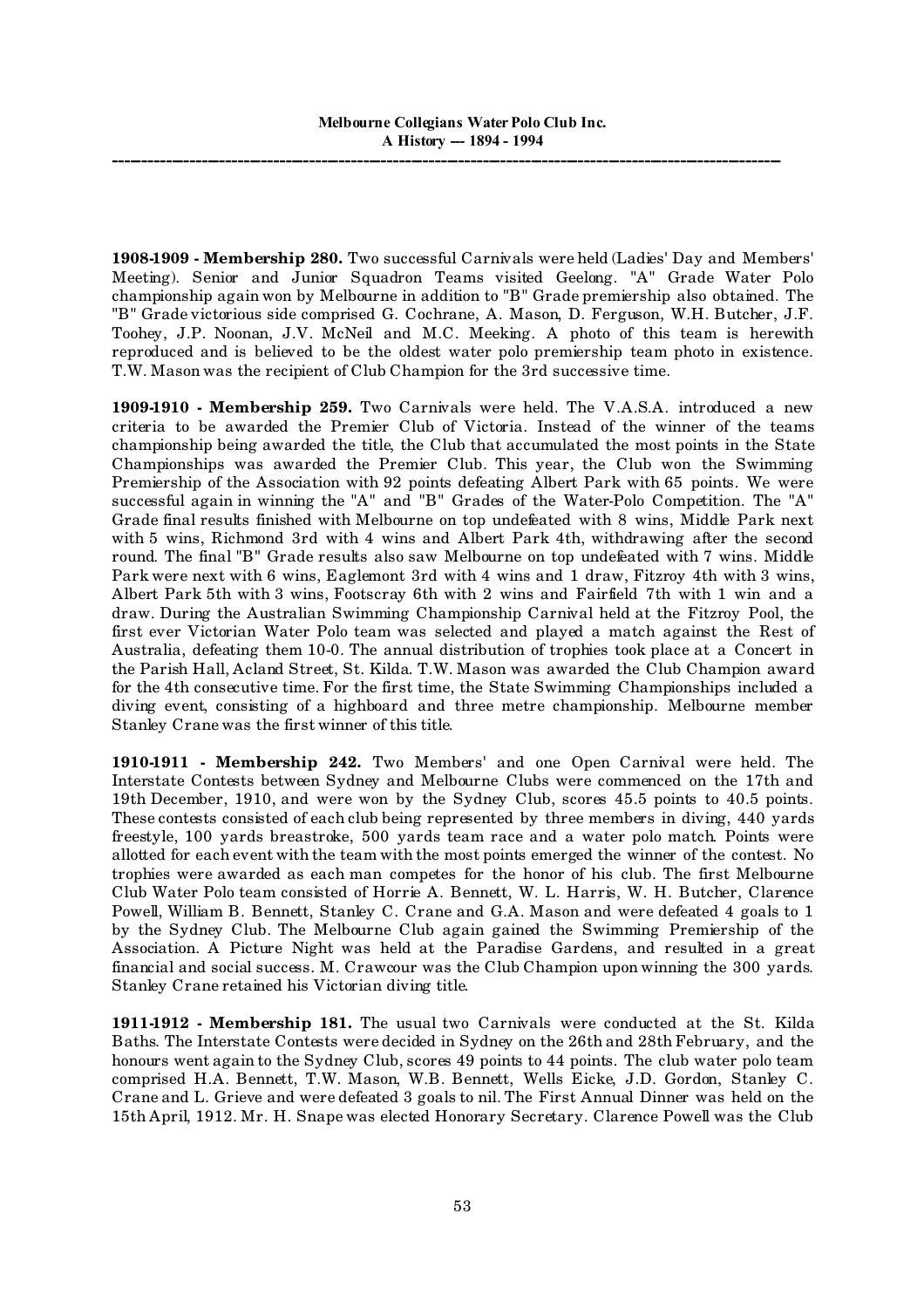**1908-1909 - Membership 280.** Two successful Carnivals were held (Ladies' Day and Members' Meeting). Senior and Junior Squadron Teams visited Geelong. "A" Grade Water Polo championship again won by Melbourne in addition to "B" Grade premiership also obtained. The "B" Grade victorious side comprised G. Cochrane, A. Mason, D. Ferguson, W.H. Butcher, J.F. Toohey, J.P. Noonan, J.V. McNeil and M.C. Meeking. A photo of this team is herewith reproduced and is believed to be the oldest water polo premiership team photo in existence. T.W. Mason was the recipient of Club Champion for the 3rd successive time.

**1909-1910 - Membership 259.** Two Carnivals were held. The V.A.S.A. introduced a new criteria to be awarded the Premier Club of Victoria. Instead of the winner of the teams championship being awarded the title, the Club that accumulated the most points in the State Championships was awarded the Premier Club. This year, the Club won the Swimming Premiership of the Association with 92 points defeating Albert Park with 65 points. We were successful again in winning the "A" and "B" Grades of the Water-Polo Competition. The "A" Grade final results finished with Melbourne on top undefeated with 8 wins, Middle Park next with 5 wins, Richmond 3rd with 4 wins and Albert Park 4th, withdrawing after the second round. The final "B" Grade results also saw Melbourne on top undefeated with 7 wins. Middle Park were next with 6 wins, Eaglemont 3rd with 4 wins and 1 draw, Fitzroy 4th with 3 wins, Albert Park 5th with 3 wins, Footscray 6th with 2 wins and Fairfield 7th with 1 win and a draw. During the Australian Swimming Championship Carnival held at the Fitzroy Pool, the first ever Victorian Water Polo team was selected and played a match against the Rest of Australia, defeating them 10-0. The annual distribution of trophies took place at a Concert in the Parish Hall, Acland Street, St. Kilda. T.W. Mason was awarded the Club Champion award for the 4th consecutive time. For the first time, the State Swimming Championships included a diving event, consisting of a highboard and three metre championship. Melbourne member Stanley Crane was the first winner of this title.

**1910-1911 - Membership 242.** Two Members' and one Open Carnival were held. The Interstate Contests between Sydney and Melbourne Clubs were commenced on the 17th and 19th December, 1910, and were won by the Sydney Club, scores 45.5 points to 40.5 points. These contests consisted of each club being represented by three members in diving, 440 yards freestyle, 100 yards breastroke, 500 yards team race and a water polo match. Points were allotted for each event with the team with the most points emerged the winner of the contest. No trophies were awarded as each man competes for the honor of his club. The first Melbourne Club Water Polo team consisted of Horrie A. Bennett, W. L. Harris, W. H. Butcher, Clarence Powell, William B. Bennett, Stanley C. Crane and G.A. Mason and were defeated 4 goals to 1 by the Sydney Club. The Melbourne Club again gained the Swimming Premiership of the Association. A Picture Night was held at the Paradise Gardens, and resulted in a great financial and social success. M. Crawcour was the Club Champion upon winning the 300 yards. Stanley Crane retained his Victorian diving title.

**1911-1912 - Membership 181.** The usual two Carnivals were conducted at the St. Kilda Baths. The Interstate Contests were decided in Sydney on the 26th and 28th February, and the honours went again to the Sydney Club, scores 49 points to 44 points. The club water polo team comprised H.A. Bennett, T.W. Mason, W.B. Bennett, Wells Eicke, J.D. Gordon, Stanley C. Crane and L. Grieve and were defeated 3 goals to nil. The First Annual Dinner was held on the 15th April, 1912. Mr. H. Snape was elected Honorary Secretary. Clarence Powell was the Club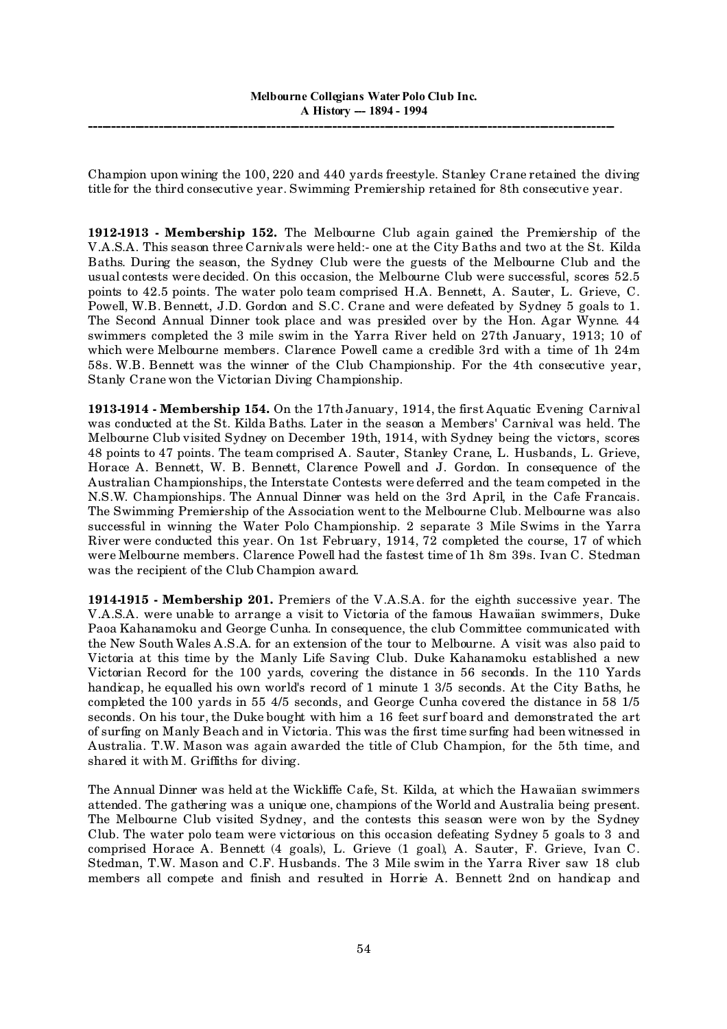Champion upon wining the 100, 220 and 440 yards freestyle. Stanley Crane retained the diving title for the third consecutive year. Swimming Premiership retained for 8th consecutive year.

**1912-1913 - Membership 152.** The Melbourne Club again gained the Premiership of the V.A.S.A. This season three Carnivals were held:- one at the City Baths and two at the St. Kilda Baths. During the season, the Sydney Club were the guests of the Melbourne Club and the usual contests were decided. On this occasion, the Melbourne Club were successful, scores 52.5 points to 42.5 points. The water polo team comprised H.A. Bennett, A. Sauter, L. Grieve, C. Powell, W.B. Bennett, J.D. Gordon and S.C. Crane and were defeated by Sydney 5 goals to 1. The Second Annual Dinner took place and was presided over by the Hon. Agar Wynne. 44 swimmers completed the 3 mile swim in the Yarra River held on 27th January, 1913; 10 of which were Melbourne members. Clarence Powell came a credible 3rd with a time of 1h 24m 58s. W.B. Bennett was the winner of the Club Championship. For the 4th consecutive year, Stanly Crane won the Victorian Diving Championship.

**1913-1914 - Membership 154.** On the 17th January, 1914, the first Aquatic Evening Carnival was conducted at the St. Kilda Baths. Later in the season a Members' Carnival was held. The Melbourne Club visited Sydney on December 19th, 1914, with Sydney being the victors, scores 48 points to 47 points. The team comprised A. Sauter, Stanley Crane, L. Husbands, L. Grieve, Horace A. Bennett, W. B. Bennett, Clarence Powell and J. Gordon. In consequence of the Australian Championships, the Interstate Contests were deferred and the team competed in the N.S.W. Championships. The Annual Dinner was held on the 3rd April, in the Cafe Francais. The Swimming Premiership of the Association went to the Melbourne Club. Melbourne was also successful in winning the Water Polo Championship. 2 separate 3 Mile Swims in the Yarra River were conducted this year. On 1st February, 1914, 72 completed the course, 17 of which were Melbourne members. Clarence Powell had the fastest time of 1h 8m 39s. Ivan C. Stedman was the recipient of the Club Champion award.

**1914-1915 - Membership 201.** Premiers of the V.A.S.A. for the eighth successive year. The V.A.S.A. were unable to arrange a visit to Victoria of the famous Hawaiian swimmers, Duke Paoa Kahanamoku and George Cunha. In consequence, the club Committee communicated with the New South Wales A.S.A. for an extension of the tour to Melbourne. A visit was also paid to Victoria at this time by the Manly Life Saving Club. Duke Kahanamoku established a new Victorian Record for the 100 yards, covering the distance in 56 seconds. In the 110 Yards handicap, he equalled his own world's record of 1 minute 1 3/5 seconds. At the City Baths, he completed the 100 yards in 55 4/5 seconds, and George Cunha covered the distance in 58 1/5 seconds. On his tour, the Duke bought with him a 16 feet surf board and demonstrated the art of surfing on Manly Beach and in Victoria. This was the first time surfing had been witnessed in Australia. T.W. Mason was again awarded the title of Club Champion, for the 5th time, and shared it with M. Griffiths for diving.

The Annual Dinner was held at the Wickliffe Cafe, St. Kilda, at which the Hawaiian swimmers attended. The gathering was a unique one, champions of the World and Australia being present. The Melbourne Club visited Sydney, and the contests this season were won by the Sydney Club. The water polo team were victorious on this occasion defeating Sydney 5 goals to 3 and comprised Horace A. Bennett (4 goals), L. Grieve (1 goal), A. Sauter, F. Grieve, Ivan C. Stedman, T.W. Mason and C.F. Husbands. The 3 Mile swim in the Yarra River saw 18 club members all compete and finish and resulted in Horrie A. Bennett 2nd on handicap and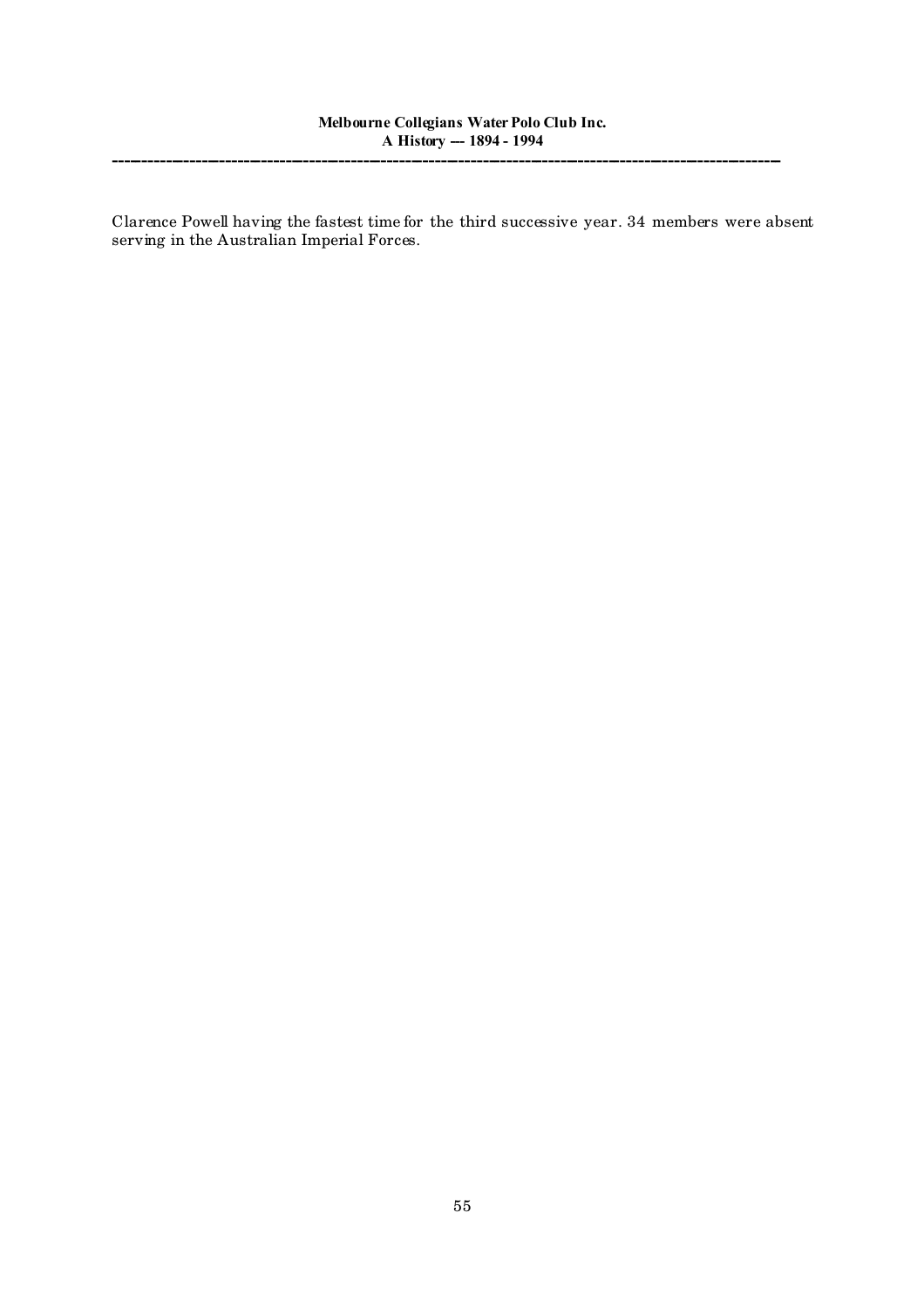Clarence Powell having the fastest time for the third successive year. 34 members were absent serving in the Australian Imperial Forces.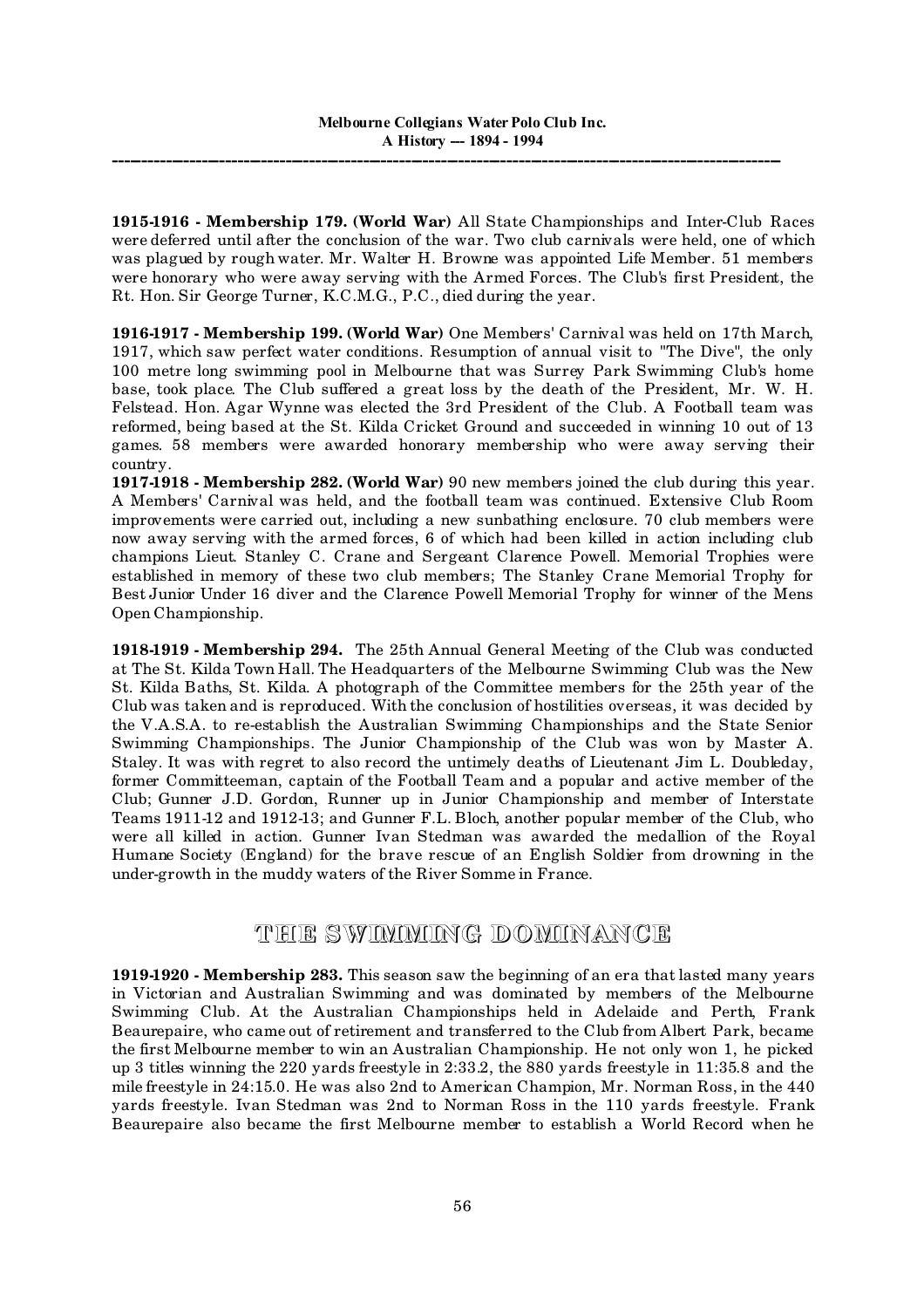**1915-1916 - Membership 179. (World War)** All State Championships and Inter-Club Races were deferred until after the conclusion of the war. Two club carnivals were held, one of which was plagued by rough water. Mr. Walter H. Browne was appointed Life Member. 51 members were honorary who were away serving with the Armed Forces. The Club's first President, the Rt. Hon. Sir George Turner, K.C.M.G., P.C., died during the year.

**1916-1917 - Membership 199. (World War)** One Members' Carnival was held on 17th March, 1917, which saw perfect water conditions. Resumption of annual visit to "The Dive", the only 100 metre long swimming pool in Melbourne that was Surrey Park Swimming Club's home base, took place. The Club suffered a great loss by the death of the President, Mr. W. H. Felstead. Hon. Agar Wynne was elected the 3rd President of the Club. A Football team was reformed, being based at the St. Kilda Cricket Ground and succeeded in winning 10 out of 13 games. 58 members were awarded honorary membership who were away serving their country.

**1917-1918 - Membership 282. (World War)** 90 new members joined the club during this year. A Members' Carnival was held, and the football team was continued. Extensive Club Room improvements were carried out, including a new sunbathing enclosure. 70 club members were now away serving with the armed forces, 6 of which had been killed in action including club champions Lieut. Stanley C. Crane and Sergeant Clarence Powell. Memorial Trophies were established in memory of these two club members; The Stanley Crane Memorial Trophy for Best Junior Under 16 diver and the Clarence Powell Memorial Trophy for winner of the Mens Open Championship.

**1918-1919 - Membership 294.** The 25th Annual General Meeting of the Club was conducted at The St. Kilda Town Hall. The Headquarters of the Melbourne Swimming Club was the New St. Kilda Baths, St. Kilda. A photograph of the Committee members for the 25th year of the Club was taken and is reproduced. With the conclusion of hostilities overseas, it was decided by the V.A.S.A. to re-establish the Australian Swimming Championships and the State Senior Swimming Championships. The Junior Championship of the Club was won by Master A. Staley. It was with regret to also record the untimely deaths of Lieutenant Jim L. Doubleday, former Committeeman, captain of the Football Team and a popular and active member of the Club; Gunner J.D. Gordon, Runner up in Junior Championship and member of Interstate Teams 1911-12 and 1912-13; and Gunner F.L. Bloch, another popular member of the Club, who were all killed in action. Gunner Ivan Stedman was awarded the medallion of the Royal Humane Society (England) for the brave rescue of an English Soldier from drowning in the under-growth in the muddy waters of the River Somme in France.

## THE SWIMMING DOMINANCE

**1919-1920 - Membership 283.** This season saw the beginning of an era that lasted many years in Victorian and Australian Swimming and was dominated by members of the Melbourne Swimming Club. At the Australian Championships held in Adelaide and Perth, Frank Beaurepaire, who came out of retirement and transferred to the Club from Albert Park, became the first Melbourne member to win an Australian Championship. He not only won 1, he picked up 3 titles winning the 220 yards freestyle in 2:33.2, the 880 yards freestyle in 11:35.8 and the mile freestyle in 24:15.0. He was also 2nd to American Champion, Mr. Norman Ross, in the 440 yards freestyle. Ivan Stedman was 2nd to Norman Ross in the 110 yards freestyle. Frank Beaurepaire also became the first Melbourne member to establish a World Record when he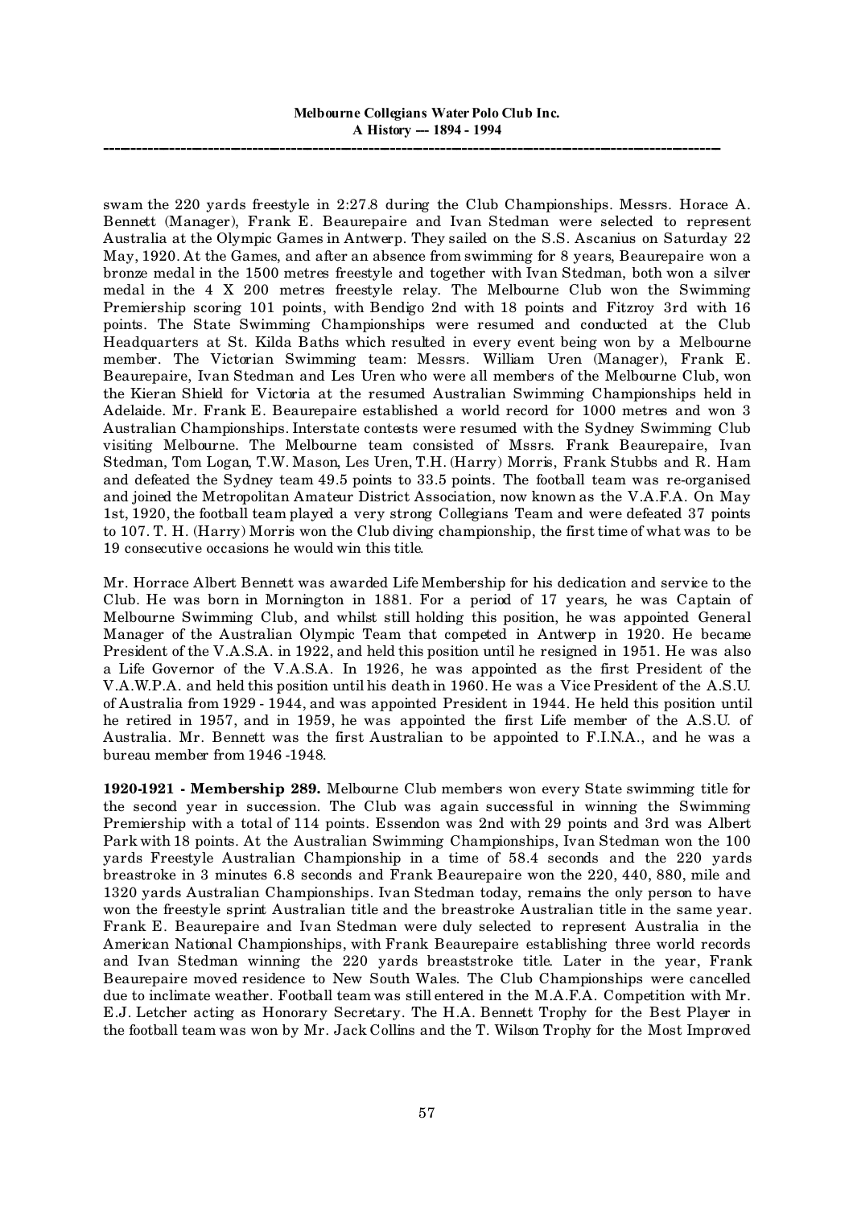swam the 220 yards freestyle in 2:27.8 during the Club Championships. Messrs. Horace A. Bennett (Manager), Frank E. Beaurepaire and Ivan Stedman were selected to represent Australia at the Olympic Games in Antwerp. They sailed on the S.S. Ascanius on Saturday 22 May, 1920. At the Games, and after an absence from swimming for 8 years, Beaurepaire won a bronze medal in the 1500 metres freestyle and together with Ivan Stedman, both won a silver medal in the 4 X 200 metres freestyle relay. The Melbourne Club won the Swimming Premiership scoring 101 points, with Bendigo 2nd with 18 points and Fitzroy 3rd with 16 points. The State Swimming Championships were resumed and conducted at the Club Headquarters at St. Kilda Baths which resulted in every event being won by a Melbourne member. The Victorian Swimming team: Messrs. William Uren (Manager), Frank E. Beaurepaire, Ivan Stedman and Les Uren who were all members of the Melbourne Club, won the Kieran Shield for Victoria at the resumed Australian Swimming Championships held in Adelaide. Mr. Frank E. Beaurepaire established a world record for 1000 metres and won 3 Australian Championships. Interstate contests were resumed with the Sydney Swimming Club visiting Melbourne. The Melbourne team consisted of Mssrs. Frank Beaurepaire, Ivan Stedman, Tom Logan, T.W. Mason, Les Uren, T.H. (Harry) Morris, Frank Stubbs and R. Ham and defeated the Sydney team 49.5 points to 33.5 points. The football team was re-organised and joined the Metropolitan Amateur District Association, now known as the V.A.F.A. On May 1st, 1920, the football team played a very strong Collegians Team and were defeated 37 points to 107. T. H. (Harry) Morris won the Club diving championship, the first time of what was to be 19 consecutive occasions he would win this title.

Mr. Horrace Albert Bennett was awarded Life Membership for his dedication and service to the Club. He was born in Mornington in 1881. For a period of 17 years, he was Captain of Melbourne Swimming Club, and whilst still holding this position, he was appointed General Manager of the Australian Olympic Team that competed in Antwerp in 1920. He became President of the V.A.S.A. in 1922, and held this position until he resigned in 1951. He was also a Life Governor of the V.A.S.A. In 1926, he was appointed as the first President of the V.A.W.P.A. and held this position until his death in 1960. He was a Vice President of the A.S.U. of Australia from 1929 - 1944, and was appointed President in 1944. He held this position until he retired in 1957, and in 1959, he was appointed the first Life member of the A.S.U. of Australia. Mr. Bennett was the first Australian to be appointed to F.I.N.A., and he was a bureau member from 1946 -1948.

**1920-1921 - Membership 289.** Melbourne Club members won every State swimming title for the second year in succession. The Club was again successful in winning the Swimming Premiership with a total of 114 points. Essendon was 2nd with 29 points and 3rd was Albert Park with 18 points. At the Australian Swimming Championships, Ivan Stedman won the 100 yards Freestyle Australian Championship in a time of 58.4 seconds and the 220 yards breastroke in 3 minutes 6.8 seconds and Frank Beaurepaire won the 220, 440, 880, mile and 1320 yards Australian Championships. Ivan Stedman today, remains the only person to have won the freestyle sprint Australian title and the breastroke Australian title in the same year. Frank E. Beaurepaire and Ivan Stedman were duly selected to represent Australia in the American National Championships, with Frank Beaurepaire establishing three world records and Ivan Stedman winning the 220 yards breaststroke title. Later in the year, Frank Beaurepaire moved residence to New South Wales. The Club Championships were cancelled due to inclimate weather. Football team was still entered in the M.A.F.A. Competition with Mr. E.J. Letcher acting as Honorary Secretary. The H.A. Bennett Trophy for the Best Player in the football team was won by Mr. Jack Collins and the T. Wilson Trophy for the Most Improved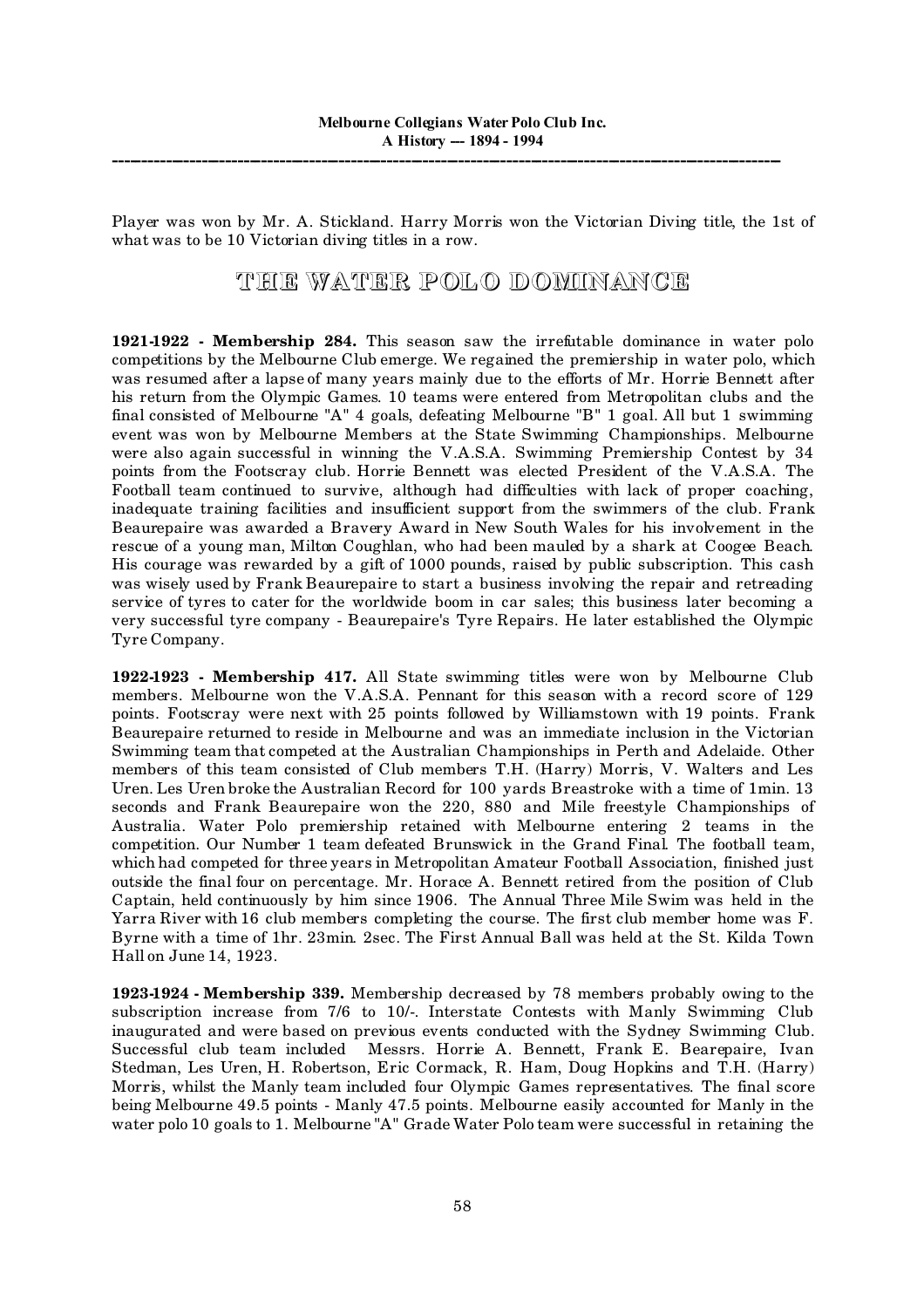Player was won by Mr. A. Stickland. Harry Morris won the Victorian Diving title, the 1st of what was to be 10 Victorian diving titles in a row.

## THE WATER POLO DOMINANCE

**1921-1922 - Membership 284.** This season saw the irrefutable dominance in water polo competitions by the Melbourne Club emerge. We regained the premiership in water polo, which was resumed after a lapse of many years mainly due to the efforts of Mr. Horrie Bennett after his return from the Olympic Games. 10 teams were entered from Metropolitan clubs and the final consisted of Melbourne "A" 4 goals, defeating Melbourne "B" 1 goal. All but 1 swimming event was won by Melbourne Members at the State Swimming Championships. Melbourne were also again successful in winning the V.A.S.A. Swimming Premiership Contest by 34 points from the Footscray club. Horrie Bennett was elected President of the V.A.S.A. The Football team continued to survive, although had difficulties with lack of proper coaching, inadequate training facilities and insufficient support from the swimmers of the club. Frank Beaurepaire was awarded a Bravery Award in New South Wales for his involvement in the rescue of a young man, Milton Coughlan, who had been mauled by a shark at Coogee Beach. His courage was rewarded by a gift of 1000 pounds, raised by public subscription. This cash was wisely used by Frank Beaurepaire to start a business involving the repair and retreading service of tyres to cater for the worldwide boom in car sales; this business later becoming a very successful tyre company - Beaurepaire's Tyre Repairs. He later established the Olympic Tyre Company.

**1922-1923 - Membership 417.** All State swimming titles were won by Melbourne Club members. Melbourne won the V.A.S.A. Pennant for this season with a record score of 129 points. Footscray were next with 25 points followed by Williamstown with 19 points. Frank Beaurepaire returned to reside in Melbourne and was an immediate inclusion in the Victorian Swimming team that competed at the Australian Championships in Perth and Adelaide. Other members of this team consisted of Club members T.H. (Harry) Morris, V. Walters and Les Uren. Les Uren broke the Australian Record for 100 yards Breastroke with a time of 1min. 13 seconds and Frank Beaurepaire won the 220, 880 and Mile freestyle Championships of Australia. Water Polo premiership retained with Melbourne entering 2 teams in the competition. Our Number 1 team defeated Brunswick in the Grand Final. The football team, which had competed for three years in Metropolitan Amateur Football Association, finished just outside the final four on percentage. Mr. Horace A. Bennett retired from the position of Club Captain, held continuously by him since 1906. The Annual Three Mile Swim was held in the Yarra River with 16 club members completing the course. The first club member home was F. Byrne with a time of 1hr. 23min. 2sec. The First Annual Ball was held at the St. Kilda Town Hall on June 14, 1923.

**1923-1924 - Membership 339.** Membership decreased by 78 members probably owing to the subscription increase from 7/6 to 10/-. Interstate Contests with Manly Swimming Club inaugurated and were based on previous events conducted with the Sydney Swimming Club. Successful club team included Messrs. Horrie A. Bennett, Frank E. Bearepaire, Ivan Stedman, Les Uren, H. Robertson, Eric Cormack, R. Ham, Doug Hopkins and T.H. (Harry) Morris, whilst the Manly team included four Olympic Games representatives. The final score being Melbourne 49.5 points - Manly 47.5 points. Melbourne easily accounted for Manly in the water polo 10 goals to 1. Melbourne "A" Grade Water Polo team were successful in retaining the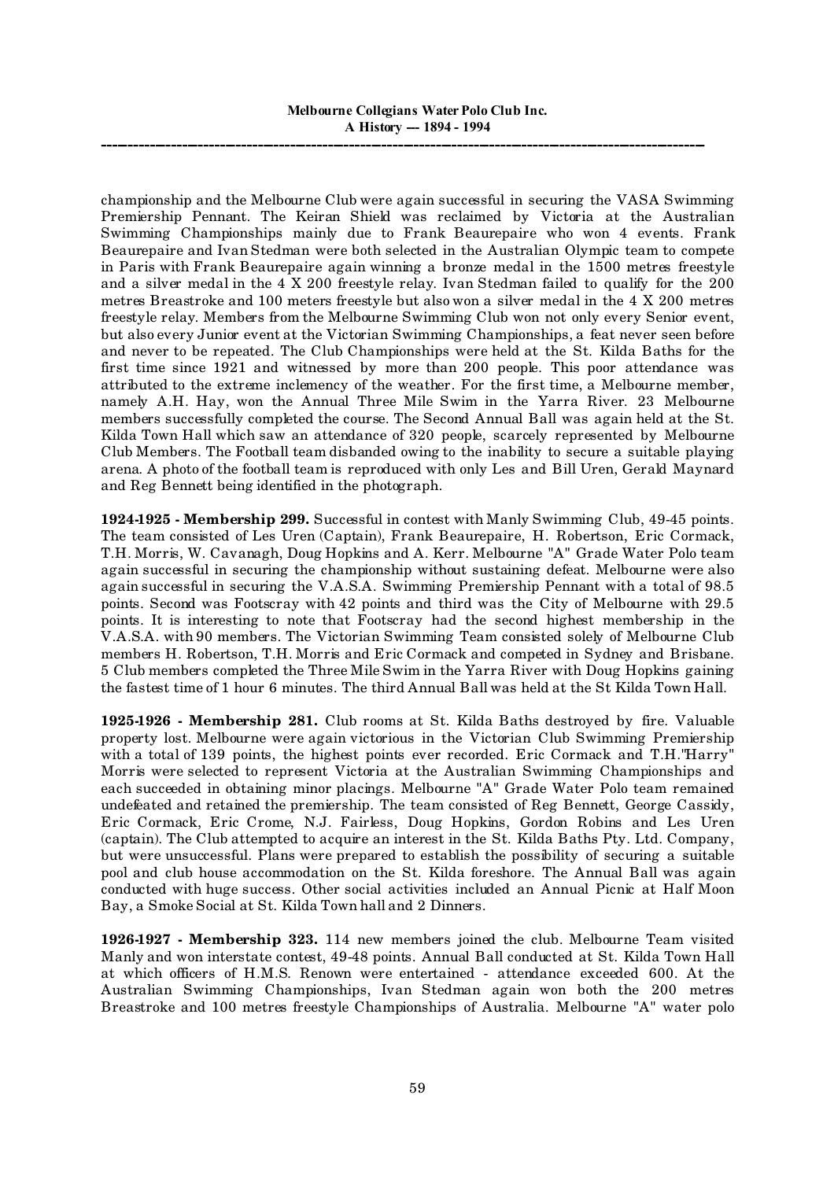championship and the Melbourne Club were again successful in securing the VASA Swimming Premiership Pennant. The Keiran Shield was reclaimed by Victoria at the Australian Swimming Championships mainly due to Frank Beaurepaire who won 4 events. Frank Beaurepaire and Ivan Stedman were both selected in the Australian Olympic team to compete in Paris with Frank Beaurepaire again winning a bronze medal in the 1500 metres freestyle and a silver medal in the 4 X 200 freestyle relay. Ivan Stedman failed to qualify for the 200 metres Breastroke and 100 meters freestyle but also won a silver medal in the 4 X 200 metres freestyle relay. Members from the Melbourne Swimming Club won not only every Senior event, but also every Junior event at the Victorian Swimming Championships, a feat never seen before and never to be repeated. The Club Championships were held at the St. Kilda Baths for the first time since 1921 and witnessed by more than 200 people. This poor attendance was attributed to the extreme inclemency of the weather. For the first time, a Melbourne member, namely A.H. Hay, won the Annual Three Mile Swim in the Yarra River. 23 Melbourne members successfully completed the course. The Second Annual Ball was again held at the St. Kilda Town Hall which saw an attendance of 320 people, scarcely represented by Melbourne Club Members. The Football team disbanded owing to the inability to secure a suitable playing arena. A photo of the football team is reproduced with only Les and Bill Uren, Gerald Maynard and Reg Bennett being identified in the photograph.

**1924-1925 - Membership 299.** Successful in contest with Manly Swimming Club, 49-45 points. The team consisted of Les Uren (Captain), Frank Beaurepaire, H. Robertson, Eric Cormack, T.H. Morris, W. Cavanagh, Doug Hopkins and A. Kerr. Melbourne "A" Grade Water Polo team again successful in securing the championship without sustaining defeat. Melbourne were also again successful in securing the V.A.S.A. Swimming Premiership Pennant with a total of 98.5 points. Second was Footscray with 42 points and third was the City of Melbourne with 29.5 points. It is interesting to note that Footscray had the second highest membership in the V.A.S.A. with 90 members. The Victorian Swimming Team consisted solely of Melbourne Club members H. Robertson, T.H. Morris and Eric Cormack and competed in Sydney and Brisbane. 5 Club members completed the Three Mile Swim in the Yarra River with Doug Hopkins gaining the fastest time of 1 hour 6 minutes. The third Annual Ball was held at the St Kilda Town Hall.

**1925-1926 - Membership 281.** Club rooms at St. Kilda Baths destroyed by fire. Valuable property lost. Melbourne were again victorious in the Victorian Club Swimming Premiership with a total of 139 points, the highest points ever recorded. Eric Cormack and T.H."Harry" Morris were selected to represent Victoria at the Australian Swimming Championships and each succeeded in obtaining minor placings. Melbourne "A" Grade Water Polo team remained undefeated and retained the premiership. The team consisted of Reg Bennett, George Cassidy, Eric Cormack, Eric Crome, N.J. Fairless, Doug Hopkins, Gordon Robins and Les Uren (captain). The Club attempted to acquire an interest in the St. Kilda Baths Pty. Ltd. Company, but were unsuccessful. Plans were prepared to establish the possibility of securing a suitable pool and club house accommodation on the St. Kilda foreshore. The Annual Ball was again conducted with huge success. Other social activities included an Annual Picnic at Half Moon Bay, a Smoke Social at St. Kilda Town hall and 2 Dinners.

**1926-1927 - Membership 323.** 114 new members joined the club. Melbourne Team visited Manly and won interstate contest, 49-48 points. Annual Ball conducted at St. Kilda Town Hall at which officers of H.M.S. Renown were entertained - attendance exceeded 600. At the Australian Swimming Championships, Ivan Stedman again won both the 200 metres Breastroke and 100 metres freestyle Championships of Australia. Melbourne "A" water polo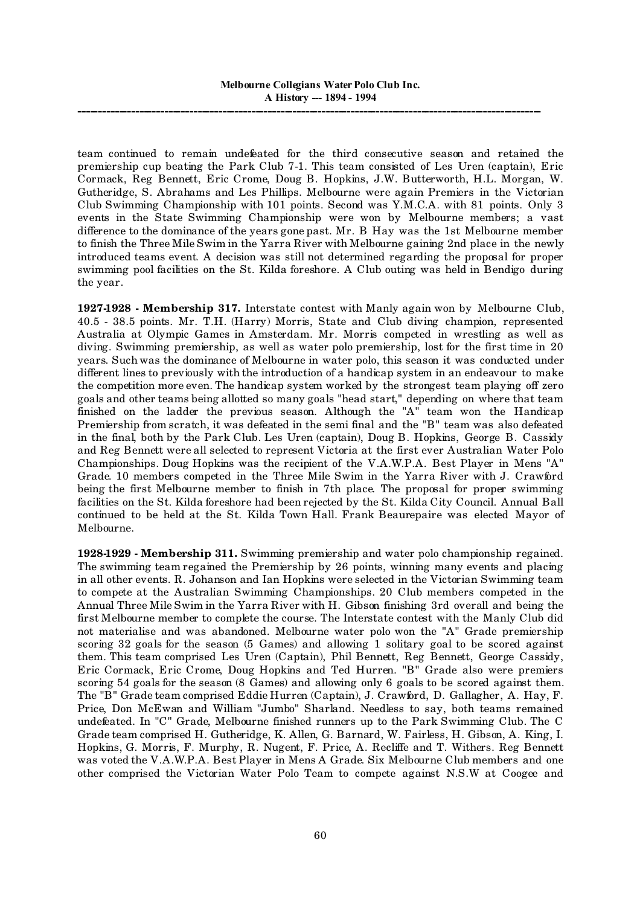team continued to remain undefeated for the third consecutive season and retained the premiership cup beating the Park Club 7-1. This team consisted of Les Uren (captain), Eric Cormack, Reg Bennett, Eric Crome, Doug B. Hopkins, J.W. Butterworth, H.L. Morgan, W. Gutheridge, S. Abrahams and Les Phillips. Melbourne were again Premiers in the Victorian Club Swimming Championship with 101 points. Second was Y.M.C.A. with 81 points. Only 3 events in the State Swimming Championship were won by Melbourne members; a vast difference to the dominance of the years gone past. Mr. B Hay was the 1st Melbourne member to finish the Three Mile Swim in the Yarra River with Melbourne gaining 2nd place in the newly introduced teams event. A decision was still not determined regarding the proposal for proper swimming pool facilities on the St. Kilda foreshore. A Club outing was held in Bendigo during the year.

**1927-1928 - Membership 317.** Interstate contest with Manly again won by Melbourne Club, 40.5 - 38.5 points. Mr. T.H. (Harry) Morris, State and Club diving champion, represented Australia at Olympic Games in Amsterdam. Mr. Morris competed in wrestling as well as diving. Swimming premiership, as well as water polo premiership, lost for the first time in 20 years. Such was the dominance of Melbourne in water polo, this season it was conducted under different lines to previously with the introduction of a handicap system in an endeavour to make the competition more even. The handicap system worked by the strongest team playing off zero goals and other teams being allotted so many goals "head start," depending on where that team finished on the ladder the previous season. Although the "A" team won the Handicap Premiership from scratch, it was defeated in the semi final and the "B" team was also defeated in the final, both by the Park Club. Les Uren (captain), Doug B. Hopkins, George B. Cassidy and Reg Bennett were all selected to represent Victoria at the first ever Australian Water Polo Championships. Doug Hopkins was the recipient of the V.A.W.P.A. Best Player in Mens "A" Grade. 10 members competed in the Three Mile Swim in the Yarra River with J. Crawford being the first Melbourne member to finish in 7th place. The proposal for proper swimming facilities on the St. Kilda foreshore had been rejected by the St. Kilda City Council. Annual Ball continued to be held at the St. Kilda Town Hall. Frank Beaurepaire was elected Mayor of Melbourne.

**1928-1929 - Membership 311.** Swimming premiership and water polo championship regained. The swimming team regained the Premiership by 26 points, winning many events and placing in all other events. R. Johanson and Ian Hopkins were selected in the Victorian Swimming team to compete at the Australian Swimming Championships. 20 Club members competed in the Annual Three Mile Swim in the Yarra River with H. Gibson finishing 3rd overall and being the first Melbourne member to complete the course. The Interstate contest with the Manly Club did not materialise and was abandoned. Melbourne water polo won the "A" Grade premiership scoring 32 goals for the season (5 Games) and allowing 1 solitary goal to be scored against them. This team comprised Les Uren (Captain), Phil Bennett, Reg Bennett, George Cassidy, Eric Cormack, Eric Crome, Doug Hopkins and Ted Hurren. "B" Grade also were premiers scoring 54 goals for the season (8 Games) and allowing only 6 goals to be scored against them. The "B" Grade team comprised Eddie Hurren (Captain), J. Crawford, D. Gallagher, A. Hay, F. Price, Don McEwan and William "Jumbo" Sharland. Needless to say, both teams remained undefeated. In "C" Grade, Melbourne finished runners up to the Park Swimming Club. The C Grade team comprised H. Gutheridge, K. Allen, G. Barnard, W. Fairless, H. Gibson, A. King, I. Hopkins, G. Morris, F. Murphy, R. Nugent, F. Price, A. Recliffe and T. Withers. Reg Bennett was voted the V.A.W.P.A. Best Player in Mens A Grade. Six Melbourne Club members and one other comprised the Victorian Water Polo Team to compete against N.S.W at Coogee and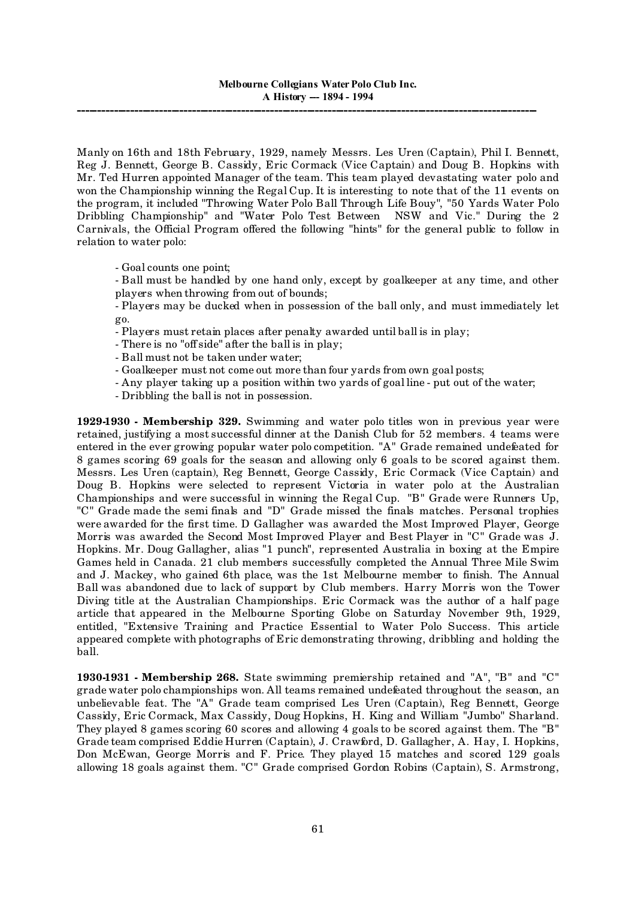Manly on 16th and 18th February, 1929, namely Messrs. Les Uren (Captain), Phil I. Bennett, Reg J. Bennett, George B. Cassidy, Eric Cormack (Vice Captain) and Doug B. Hopkins with Mr. Ted Hurren appointed Manager of the team. This team played devastating water polo and won the Championship winning the Regal Cup. It is interesting to note that of the 11 events on the program, it included "Throwing Water Polo Ball Through Life Bouy", "50 Yards Water Polo Dribbling Championship" and "Water Polo Test Between NSW and Vic." During the 2 Carnivals, the Official Program offered the following "hints" for the general public to follow in relation to water polo:

- Goal counts one point;
- Ball must be handled by one hand only, except by goalkeeper at any time, and other players when throwing from out of bounds;
- Players may be ducked when in possession of the ball only, and must immediately let go.
- Players must retain places after penalty awarded until ball is in play;
- There is no "off side" after the ball is in play;
- Ball must not be taken under water;
- Goalkeeper must not come out more than four yards from own goal posts;
- Any player taking up a position within two yards of goal line - put out of the water;
- Dribbling the ball is not in possession.

**1929-1930 - Membership 329.** Swimming and water polo titles won in previous year were retained, justifying a most successful dinner at the Danish Club for 52 members. 4 teams were entered in the ever growing popular water polo competition. "A" Grade remained undefeated for 8 games scoring 69 goals for the season and allowing only 6 goals to be scored against them. Messrs. Les Uren (captain), Reg Bennett, George Cassidy, Eric Cormack (Vice Captain) and Doug B. Hopkins were selected to represent Victoria in water polo at the Australian Championships and were successful in winning the Regal Cup. "B" Grade were Runners Up, "C" Grade made the semi finals and "D" Grade missed the finals matches. Personal trophies were awarded for the first time. D Gallagher was awarded the Most Improved Player, George Morris was awarded the Second Most Improved Player and Best Player in "C" Grade was J. Hopkins. Mr. Doug Gallagher, alias "1 punch", represented Australia in boxing at the Empire Games held in Canada. 21 club members successfully completed the Annual Three Mile Swim and J. Mackey, who gained 6th place, was the 1st Melbourne member to finish. The Annual Ball was abandoned due to lack of support by Club members. Harry Morris won the Tower Diving title at the Australian Championships. Eric Cormack was the author of a half page article that appeared in the Melbourne Sporting Globe on Saturday November 9th, 1929, entitled, "Extensive Training and Practice Essential to Water Polo Success. This article appeared complete with photographs of Eric demonstrating throwing, dribbling and holding the ball.

**1930-1931 - Membership 268.** State swimming premiership retained and "A", "B" and "C" grade water polo championships won. All teams remained undefeated throughout the season, an unbelievable feat. The "A" Grade team comprised Les Uren (Captain), Reg Bennett, George Cassidy, Eric Cormack, Max Cassidy, Doug Hopkins, H. King and William "Jumbo" Sharland. They played 8 games scoring 60 scores and allowing 4 goals to be scored against them. The "B" Grade team comprised Eddie Hurren (Captain), J. Crawford, D. Gallagher, A. Hay, I. Hopkins, Don McEwan, George Morris and F. Price. They played 15 matches and scored 129 goals allowing 18 goals against them. "C" Grade comprised Gordon Robins (Captain), S. Armstrong,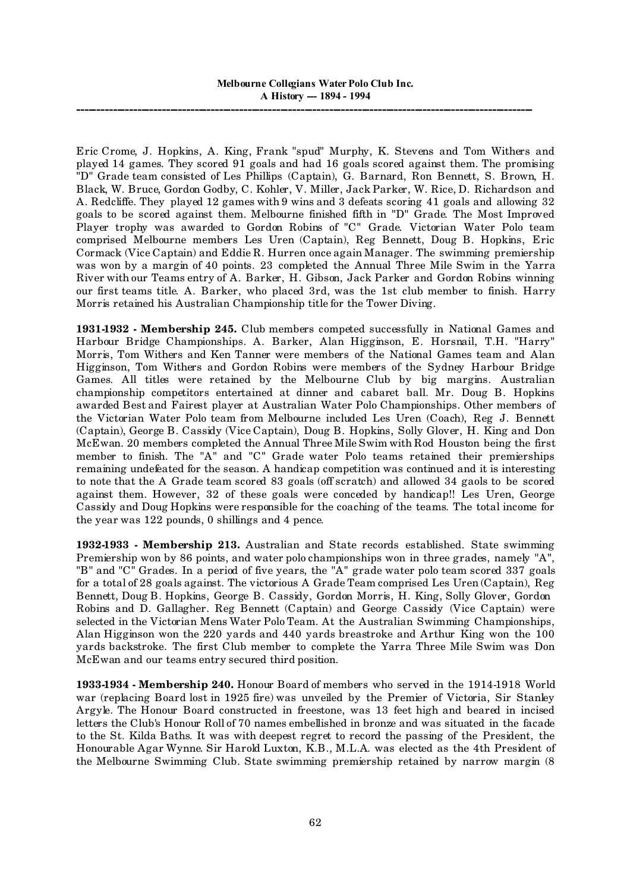Eric Crome, J. Hopkins, A. King, Frank "spud" Murphy, K. Stevens and Tom Withers and played 14 games. They scored 91 goals and had 16 goals scored against them. The promising "D" Grade team consisted of Les Phillips (Captain), G. Barnard, Ron Bennett, S. Brown, H. Black, W. Bruce, Gordon Godby, C. Kohler, V. Miller, Jack Parker, W. Rice, D. Richardson and A. Redcliffe. They played 12 games with 9 wins and 3 defeats scoring 41 goals and allowing 32 goals to be scored against them. Melbourne finished fifth in "D" Grade. The Most Improved Player trophy was awarded to Gordon Robins of "C" Grade. Victorian Water Polo team comprised Melbourne members Les Uren (Captain), Reg Bennett, Doug B. Hopkins, Eric Cormack (Vice Captain) and Eddie R. Hurren once again Manager. The swimming premiership was won by a margin of 40 points. 23 completed the Annual Three Mile Swim in the Yarra River with our Teams entry of A. Barker, H. Gibson, Jack Parker and Gordon Robins winning our first teams title. A. Barker, who placed 3rd, was the 1st club member to finish. Harry Morris retained his Australian Championship title for the Tower Diving.

**1931-1932 - Membership 245.** Club members competed successfully in National Games and Harbour Bridge Championships. A. Barker, Alan Higginson, E. Horsnail, T.H. "Harry" Morris, Tom Withers and Ken Tanner were members of the National Games team and Alan Higginson, Tom Withers and Gordon Robins were members of the Sydney Harbour Bridge Games. All titles were retained by the Melbourne Club by big margins. Australian championship competitors entertained at dinner and cabaret ball. Mr. Doug B. Hopkins awarded Best and Fairest player at Australian Water Polo Championships. Other members of the Victorian Water Polo team from Melbourne included Les Uren (Coach), Reg J. Bennett (Captain), George B. Cassidy (Vice Captain), Doug B. Hopkins, Solly Glover, H. King and Don McEwan. 20 members completed the Annual Three Mile Swim with Rod Houston being the first member to finish. The "A" and "C" Grade water Polo teams retained their premierships remaining undefeated for the season. A handicap competition was continued and it is interesting to note that the A Grade team scored 83 goals (off scratch) and allowed 34 gaols to be scored against them. However, 32 of these goals were conceded by handicap!! Les Uren, George Cassidy and Doug Hopkins were responsible for the coaching of the teams. The total income for the year was 122 pounds, 0 shillings and 4 pence.

**1932-1933 - Membership 213.** Australian and State records established. State swimming Premiership won by 86 points, and water polo championships won in three grades, namely "A", "B" and "C" Grades. In a period of five years, the "A" grade water polo team scored 337 goals for a total of 28 goals against. The victorious A Grade Team comprised Les Uren (Captain), Reg Bennett, Doug B. Hopkins, George B. Cassidy, Gordon Morris, H. King, Solly Glover, Gordon Robins and D. Gallagher. Reg Bennett (Captain) and George Cassidy (Vice Captain) were selected in the Victorian Mens Water Polo Team. At the Australian Swimming Championships, Alan Higginson won the 220 yards and 440 yards breastroke and Arthur King won the 100 yards backstroke. The first Club member to complete the Yarra Three Mile Swim was Don McEwan and our teams entry secured third position.

**1933-1934 - Membership 240.** Honour Board of members who served in the 1914-1918 World war (replacing Board lost in 1925 fire) was unveiled by the Premier of Victoria, Sir Stanley Argyle. The Honour Board constructed in freestone, was 13 feet high and beared in incised letters the Club's Honour Roll of 70 names embellished in bronze and was situated in the facade to the St. Kilda Baths. It was with deepest regret to record the passing of the President, the Honourable Agar Wynne. Sir Harold Luxton, K.B., M.L.A. was elected as the 4th President of the Melbourne Swimming Club. State swimming premiership retained by narrow margin (8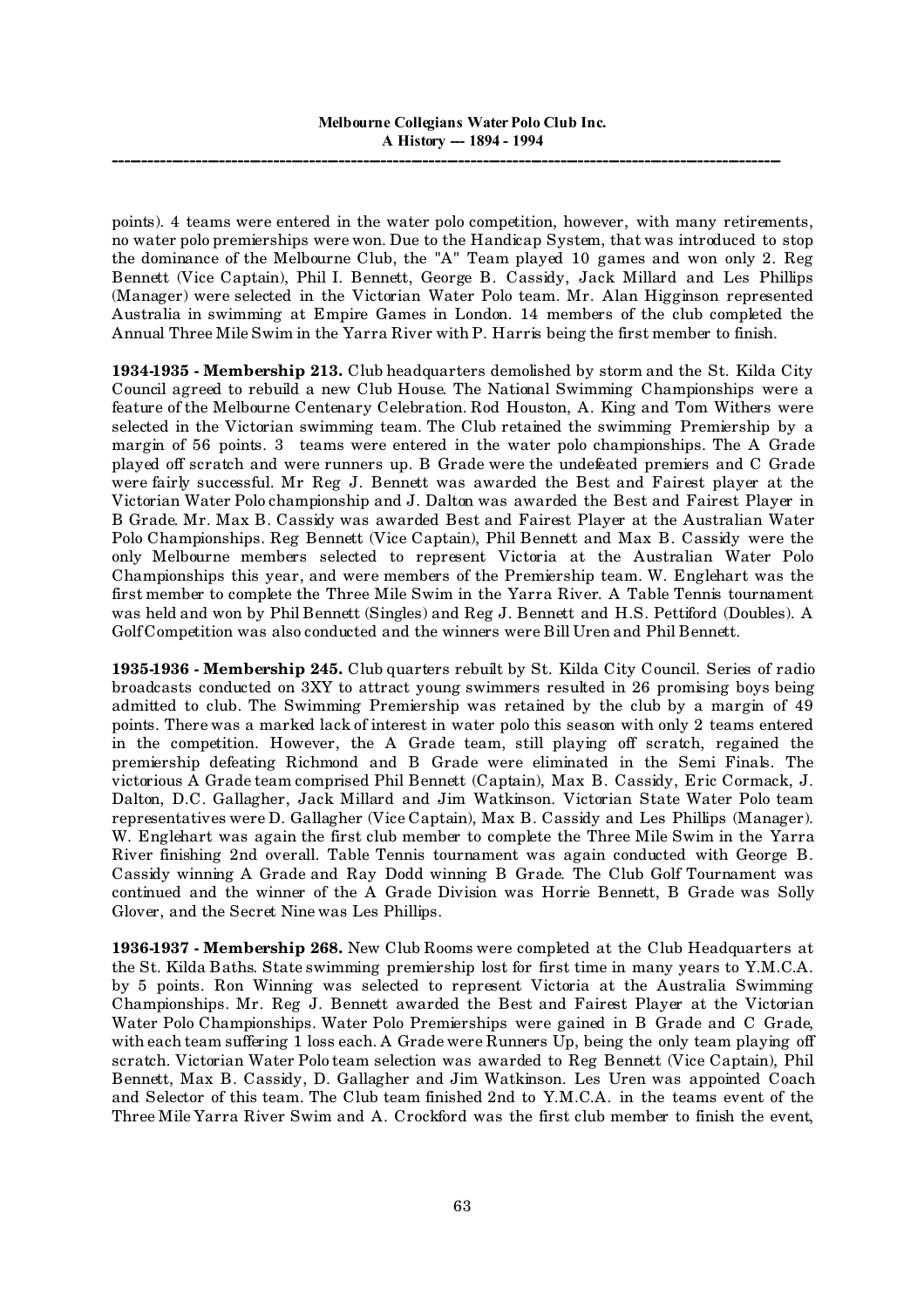points). 4 teams were entered in the water polo competition, however, with many retirements, no water polo premierships were won. Due to the Handicap System, that was introduced to stop the dominance of the Melbourne Club, the "A" Team played 10 games and won only 2. Reg Bennett (Vice Captain), Phil I. Bennett, George B. Cassidy, Jack Millard and Les Phillips (Manager) were selected in the Victorian Water Polo team. Mr. Alan Higginson represented Australia in swimming at Empire Games in London. 14 members of the club completed the Annual Three Mile Swim in the Yarra River with P. Harris being the first member to finish.

**1934-1935 - Membership 213.** Club headquarters demolished by storm and the St. Kilda City Council agreed to rebuild a new Club House. The National Swimming Championships were a feature of the Melbourne Centenary Celebration. Rod Houston, A. King and Tom Withers were selected in the Victorian swimming team. The Club retained the swimming Premiership by a margin of 56 points. 3 teams were entered in the water polo championships. The A Grade played off scratch and were runners up. B Grade were the undefeated premiers and C Grade were fairly successful. Mr Reg J. Bennett was awarded the Best and Fairest player at the Victorian Water Polo championship and J. Dalton was awarded the Best and Fairest Player in B Grade. Mr. Max B. Cassidy was awarded Best and Fairest Player at the Australian Water Polo Championships. Reg Bennett (Vice Captain), Phil Bennett and Max B. Cassidy were the only Melbourne members selected to represent Victoria at the Australian Water Polo Championships this year, and were members of the Premiership team. W. Englehart was the first member to complete the Three Mile Swim in the Yarra River. A Table Tennis tournament was held and won by Phil Bennett (Singles) and Reg J. Bennett and H.S. Pettiford (Doubles). A Golf Competition was also conducted and the winners were Bill Uren and Phil Bennett.

**1935-1936 - Membership 245.** Club quarters rebuilt by St. Kilda City Council. Series of radio broadcasts conducted on 3XY to attract young swimmers resulted in 26 promising boys being admitted to club. The Swimming Premiership was retained by the club by a margin of 49 points. There was a marked lack of interest in water polo this season with only 2 teams entered in the competition. However, the A Grade team, still playing off scratch, regained the premiership defeating Richmond and B Grade were eliminated in the Semi Finals. The victorious A Grade team comprised Phil Bennett (Captain), Max B. Cassidy, Eric Cormack, J. Dalton, D.C. Gallagher, Jack Millard and Jim Watkinson. Victorian State Water Polo team representatives were D. Gallagher (Vice Captain), Max B. Cassidy and Les Phillips (Manager). W. Englehart was again the first club member to complete the Three Mile Swim in the Yarra River finishing 2nd overall. Table Tennis tournament was again conducted with George B. Cassidy winning A Grade and Ray Dodd winning B Grade. The Club Golf Tournament was continued and the winner of the A Grade Division was Horrie Bennett, B Grade was Solly Glover, and the Secret Nine was Les Phillips.

**1936-1937 - Membership 268.** New Club Rooms were completed at the Club Headquarters at the St. Kilda Baths. State swimming premiership lost for first time in many years to Y.M.C.A. by 5 points. Ron Winning was selected to represent Victoria at the Australia Swimming Championships. Mr. Reg J. Bennett awarded the Best and Fairest Player at the Victorian Water Polo Championships. Water Polo Premierships were gained in B Grade and C Grade, with each team suffering 1 loss each. A Grade were Runners Up, being the only team playing off scratch. Victorian Water Polo team selection was awarded to Reg Bennett (Vice Captain), Phil Bennett, Max B. Cassidy, D. Gallagher and Jim Watkinson. Les Uren was appointed Coach and Selector of this team. The Club team finished 2nd to Y.M.C.A. in the teams event of the Three Mile Yarra River Swim and A. Crockford was the first club member to finish the event,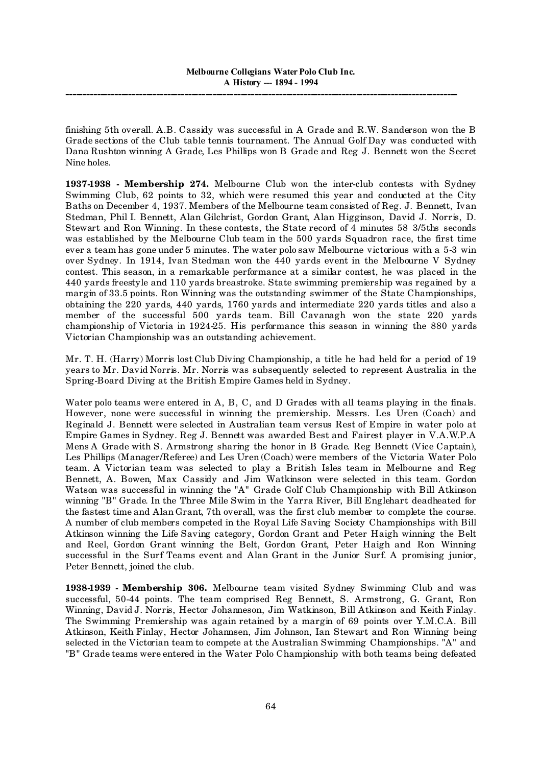finishing 5th overall. A.B. Cassidy was successful in A Grade and R.W. Sanderson won the B Grade sections of the Club table tennis tournament. The Annual Golf Day was conducted with Dana Rushton winning A Grade, Les Phillips won B Grade and Reg J. Bennett won the Secret Nine holes.

**1937-1938 - Membership 274.** Melbourne Club won the inter-club contests with Sydney Swimming Club, 62 points to 32, which were resumed this year and conducted at the City Baths on December 4, 1937. Members of the Melbourne team consisted of Reg. J. Bennett, Ivan Stedman, Phil I. Bennett, Alan Gilchrist, Gordon Grant, Alan Higginson, David J. Norris, D. Stewart and Ron Winning. In these contests, the State record of 4 minutes 58 3/5ths seconds was established by the Melbourne Club team in the 500 yards Squadron race, the first time ever a team has gone under 5 minutes. The water polo saw Melbourne victorious with a 5-3 win over Sydney. In 1914, Ivan Stedman won the 440 yards event in the Melbourne V Sydney contest. This season, in a remarkable performance at a similar contest, he was placed in the 440 yards freestyle and 110 yards breastroke. State swimming premiership was regained by a margin of 33.5 points. Ron Winning was the outstanding swimmer of the State Championships, obtaining the 220 yards, 440 yards, 1760 yards and intermediate 220 yards titles and also a member of the successful 500 yards team. Bill Cavanagh won the state 220 yards championship of Victoria in 1924-25. His performance this season in winning the 880 yards Victorian Championship was an outstanding achievement.

Mr. T. H. (Harry) Morris lost Club Diving Championship, a title he had held for a period of 19 years to Mr. David Norris. Mr. Norris was subsequently selected to represent Australia in the Spring-Board Diving at the British Empire Games held in Sydney.

Water polo teams were entered in A, B, C, and D Grades with all teams playing in the finals. However, none were successful in winning the premiership. Messrs. Les Uren (Coach) and Reginald J. Bennett were selected in Australian team versus Rest of Empire in water polo at Empire Games in Sydney. Reg J. Bennett was awarded Best and Fairest player in V.A.W.P.A Mens A Grade with S. Armstrong sharing the honor in B Grade. Reg Bennett (Vice Captain), Les Phillips (Manager/Referee) and Les Uren (Coach) were members of the Victoria Water Polo team. A Victorian team was selected to play a British Isles team in Melbourne and Reg Bennett, A. Bowen, Max Cassidy and Jim Watkinson were selected in this team. Gordon Watson was successful in winning the "A" Grade Golf Club Championship with Bill Atkinson winning "B" Grade. In the Three Mile Swim in the Yarra River, Bill Englehart deadheated for the fastest time and Alan Grant, 7th overall, was the first club member to complete the course. A number of club members competed in the Royal Life Saving Society Championships with Bill Atkinson winning the Life Saving category, Gordon Grant and Peter Haigh winning the Belt and Reel, Gordon Grant winning the Belt, Gordon Grant, Peter Haigh and Ron Winning successful in the Surf Teams event and Alan Grant in the Junior Surf. A promising junior, Peter Bennett, joined the club.

**1938-1939 - Membership 306.** Melbourne team visited Sydney Swimming Club and was successful, 50-44 points. The team comprised Reg Bennett, S. Armstrong, G. Grant, Ron Winning, David J. Norris, Hector Johanneson, Jim Watkinson, Bill Atkinson and Keith Finlay. The Swimming Premiership was again retained by a margin of 69 points over Y.M.C.A. Bill Atkinson, Keith Finlay, Hector Johannsen, Jim Johnson, Ian Stewart and Ron Winning being selected in the Victorian team to compete at the Australian Swimming Championships. "A" and "B" Grade teams were entered in the Water Polo Championship with both teams being defeated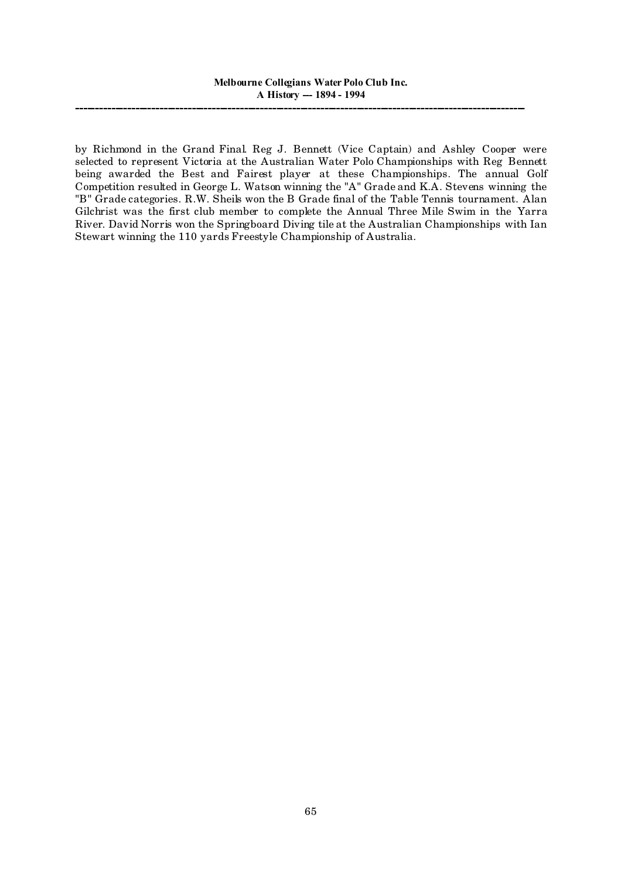by Richmond in the Grand Final. Reg J. Bennett (Vice Captain) and Ashley Cooper were selected to represent Victoria at the Australian Water Polo Championships with Reg Bennett being awarded the Best and Fairest player at these Championships. The annual Golf Competition resulted in George L. Watson winning the "A" Grade and K.A. Stevens winning the "B" Grade categories. R.W. Sheils won the B Grade final of the Table Tennis tournament. Alan Gilchrist was the first club member to complete the Annual Three Mile Swim in the Yarra River. David Norris won the Springboard Diving tile at the Australian Championships with Ian Stewart winning the 110 yards Freestyle Championship of Australia.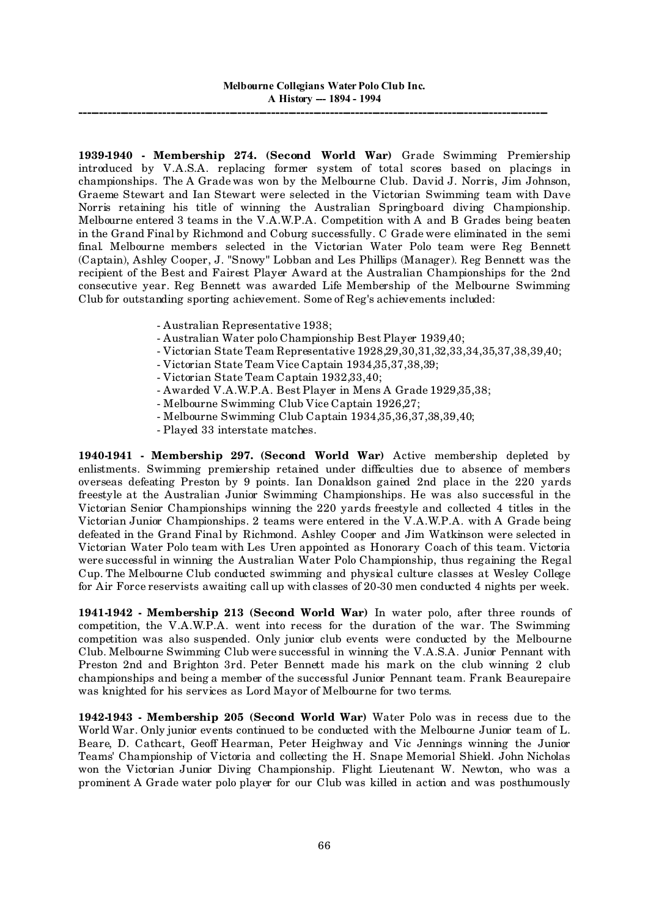**1939-1940 - Membership 274. (Second World War)** Grade Swimming Premiership introduced by V.A.S.A. replacing former system of total scores based on placings in championships. The A Grade was won by the Melbourne Club. David J. Norris, Jim Johnson, Graeme Stewart and Ian Stewart were selected in the Victorian Swimming team with Dave Norris retaining his title of winning the Australian Springboard diving Championship. Melbourne entered 3 teams in the V.A.W.P.A. Competition with A and B Grades being beaten in the Grand Final by Richmond and Coburg successfully. C Grade were eliminated in the semi final. Melbourne members selected in the Victorian Water Polo team were Reg Bennett (Captain), Ashley Cooper, J. "Snowy" Lobban and Les Phillips (Manager). Reg Bennett was the recipient of the Best and Fairest Player Award at the Australian Championships for the 2nd consecutive year. Reg Bennett was awarded Life Membership of the Melbourne Swimming Club for outstanding sporting achievement. Some of Reg's achievements included:

- Australian Representative 1938;
- Australian Water polo Championship Best Player 1939,40;
- Victorian State Team Representative 1928,29,30,31,32,33,34,35,37,38,39,40;
- Victorian State Team Vice Captain 1934,35,37,38,39;
- Victorian State Team Captain 1932,33,40;
- Awarded V.A.W.P.A. Best Player in Mens A Grade 1929,35,38;
- Melbourne Swimming Club Vice Captain 1926,27;
- Melbourne Swimming Club Captain 1934,35,36,37,38,39,40;
- Played 33 interstate matches.

**1940-1941 - Membership 297. (Second World War)** Active membership depleted by enlistments. Swimming premiership retained under difficulties due to absence of members overseas defeating Preston by 9 points. Ian Donaldson gained 2nd place in the 220 yards freestyle at the Australian Junior Swimming Championships. He was also successful in the Victorian Senior Championships winning the 220 yards freestyle and collected 4 titles in the Victorian Junior Championships. 2 teams were entered in the V.A.W.P.A. with A Grade being defeated in the Grand Final by Richmond. Ashley Cooper and Jim Watkinson were selected in Victorian Water Polo team with Les Uren appointed as Honorary Coach of this team. Victoria were successful in winning the Australian Water Polo Championship, thus regaining the Regal Cup. The Melbourne Club conducted swimming and physical culture classes at Wesley College for Air Force reservists awaiting call up with classes of 20-30 men conducted 4 nights per week.

**1941-1942 - Membership 213 (Second World War)** In water polo, after three rounds of competition, the V.A.W.P.A. went into recess for the duration of the war. The Swimming competition was also suspended. Only junior club events were conducted by the Melbourne Club. Melbourne Swimming Club were successful in winning the V.A.S.A. Junior Pennant with Preston 2nd and Brighton 3rd. Peter Bennett made his mark on the club winning 2 club championships and being a member of the successful Junior Pennant team. Frank Beaurepaire was knighted for his services as Lord Mayor of Melbourne for two terms.

**1942-1943 - Membership 205 (Second World War)** Water Polo was in recess due to the World War. Only junior events continued to be conducted with the Melbourne Junior team of L. Beare, D. Cathcart, Geoff Hearman, Peter Heighway and Vic Jennings winning the Junior Teams' Championship of Victoria and collecting the H. Snape Memorial Shield. John Nicholas won the Victorian Junior Diving Championship. Flight Lieutenant W. Newton, who was a prominent A Grade water polo player for our Club was killed in action and was posthumously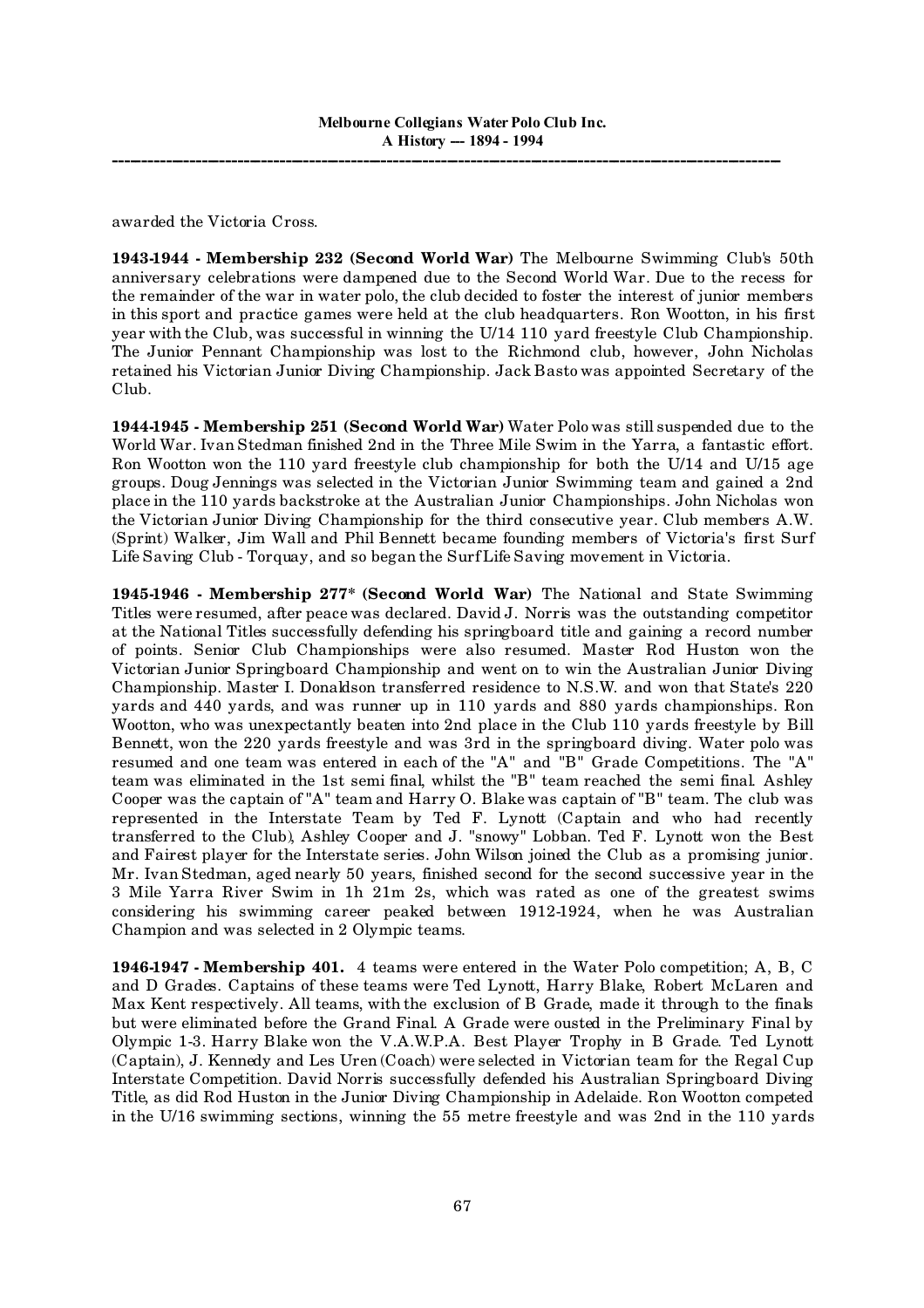awarded the Victoria Cross.

**1943-1944 - Membership 232 (Second World War)** The Melbourne Swimming Club's 50th anniversary celebrations were dampened due to the Second World War. Due to the recess for the remainder of the war in water polo, the club decided to foster the interest of junior members in this sport and practice games were held at the club headquarters. Ron Wootton, in his first year with the Club, was successful in winning the U/14 110 yard freestyle Club Championship. The Junior Pennant Championship was lost to the Richmond club, however, John Nicholas retained his Victorian Junior Diving Championship. Jack Basto was appointed Secretary of the Club.

**1944-1945 - Membership 251 (Second World War)** Water Polo was still suspended due to the World War. Ivan Stedman finished 2nd in the Three Mile Swim in the Yarra, a fantastic effort. Ron Wootton won the 110 yard freestyle club championship for both the U/14 and U/15 age groups. Doug Jennings was selected in the Victorian Junior Swimming team and gained a 2nd place in the 110 yards backstroke at the Australian Junior Championships. John Nicholas won the Victorian Junior Diving Championship for the third consecutive year. Club members A.W. (Sprint) Walker, Jim Wall and Phil Bennett became founding members of Victoria's first Surf Life Saving Club - Torquay, and so began the Surf Life Saving movement in Victoria.

**1945-1946 - Membership 277* (Second World War)** The National and State Swimming Titles were resumed, after peace was declared. David J. Norris was the outstanding competitor at the National Titles successfully defending his springboard title and gaining a record number of points. Senior Club Championships were also resumed. Master Rod Huston won the Victorian Junior Springboard Championship and went on to win the Australian Junior Diving Championship. Master I. Donaldson transferred residence to N.S.W. and won that State's 220 yards and 440 yards, and was runner up in 110 yards and 880 yards championships. Ron Wootton, who was unexpectantly beaten into 2nd place in the Club 110 yards freestyle by Bill Bennett, won the 220 yards freestyle and was 3rd in the springboard diving. Water polo was resumed and one team was entered in each of the "A" and "B" Grade Competitions. The "A" team was eliminated in the 1st semi final, whilst the "B" team reached the semi final. Ashley Cooper was the captain of "A" team and Harry O. Blake was captain of "B" team. The club was represented in the Interstate Team by Ted F. Lynott (Captain and who had recently transferred to the Club), Ashley Cooper and J. "snowy" Lobban. Ted F. Lynott won the Best and Fairest player for the Interstate series. John Wilson joined the Club as a promising junior. Mr. Ivan Stedman, aged nearly 50 years, finished second for the second successive year in the 3 Mile Yarra River Swim in 1h 21m 2s, which was rated as one of the greatest swims considering his swimming career peaked between 1912-1924, when he was Australian Champion and was selected in 2 Olympic teams.

**1946-1947 - Membership 401.** 4 teams were entered in the Water Polo competition; A, B, C and D Grades. Captains of these teams were Ted Lynott, Harry Blake, Robert McLaren and Max Kent respectively. All teams, with the exclusion of B Grade, made it through to the finals but were eliminated before the Grand Final. A Grade were ousted in the Preliminary Final by Olympic 1-3. Harry Blake won the V.A.W.P.A. Best Player Trophy in B Grade. Ted Lynott (Captain), J. Kennedy and Les Uren (Coach) were selected in Victorian team for the Regal Cup Interstate Competition. David Norris successfully defended his Australian Springboard Diving Title, as did Rod Huston in the Junior Diving Championship in Adelaide. Ron Wootton competed in the U/16 swimming sections, winning the 55 metre freestyle and was 2nd in the 110 yards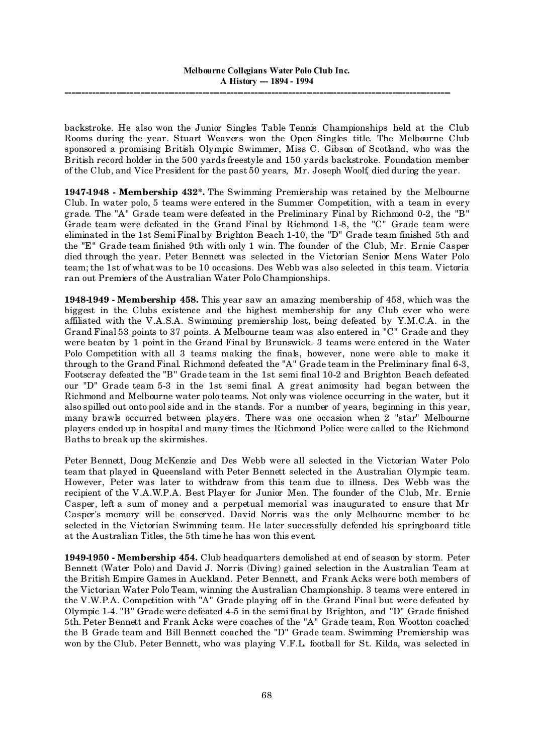backstroke. He also won the Junior Singles Table Tennis Championships held at the Club Rooms during the year. Stuart Weavers won the Open Singles title. The Melbourne Club sponsored a promising British Olympic Swimmer, Miss C. Gibson of Scotland, who was the British record holder in the 500 yards freestyle and 150 yards backstroke. Foundation member of the Club, and Vice President for the past 50 years, Mr. Joseph Woolf, died during the year.

**1947-1948 - Membership 432*.** The Swimming Premiership was retained by the Melbourne Club. In water polo, 5 teams were entered in the Summer Competition, with a team in every grade. The "A" Grade team were defeated in the Preliminary Final by Richmond 0-2, the "B" Grade team were defeated in the Grand Final by Richmond 1-8, the "C" Grade team were eliminated in the 1st Semi Final by Brighton Beach 1-10, the "D" Grade team finished 5th and the "E" Grade team finished 9th with only 1 win. The founder of the Club, Mr. Ernie Casper died through the year. Peter Bennett was selected in the Victorian Senior Mens Water Polo team; the 1st of what was to be 10 occasions. Des Webb was also selected in this team. Victoria ran out Premiers of the Australian Water Polo Championships.

**1948-1949 - Membership 458.** This year saw an amazing membership of 458, which was the biggest in the Clubs existence and the highest membership for any Club ever who were affiliated with the V.A.S.A. Swimming premiership lost, being defeated by Y.M.C.A. in the Grand Final 53 points to 37 points. A Melbourne team was also entered in "C" Grade and they were beaten by 1 point in the Grand Final by Brunswick. 3 teams were entered in the Water Polo Competition with all 3 teams making the finals, however, none were able to make it through to the Grand Final. Richmond defeated the "A" Grade team in the Preliminary final 6-3, Footscray defeated the "B" Grade team in the 1st semi final 10-2 and Brighton Beach defeated our "D" Grade team 5-3 in the 1st semi final. A great animosity had began between the Richmond and Melbourne water polo teams. Not only was violence occurring in the water, but it also spilled out onto pool side and in the stands. For a number of years, beginning in this year, many brawls occurred between players. There was one occasion when 2 "star" Melbourne players ended up in hospital and many times the Richmond Police were called to the Richmond Baths to break up the skirmishes.

Peter Bennett, Doug McKenzie and Des Webb were all selected in the Victorian Water Polo team that played in Queensland with Peter Bennett selected in the Australian Olympic team. However, Peter was later to withdraw from this team due to illness. Des Webb was the recipient of the V.A.W.P.A. Best Player for Junior Men. The founder of the Club, Mr. Ernie Casper, left a sum of money and a perpetual memorial was inaugurated to ensure that Mr Casper's memory will be conserved. David Norris was the only Melbourne member to be selected in the Victorian Swimming team. He later successfully defended his springboard title at the Australian Titles, the 5th time he has won this event.

**1949-1950 - Membership 454.** Club headquarters demolished at end of season by storm. Peter Bennett (Water Polo) and David J. Norris (Diving) gained selection in the Australian Team at the British Empire Games in Auckland. Peter Bennett, and Frank Acks were both members of the Victorian Water Polo Team, winning the Australian Championship. 3 teams were entered in the V.W.P.A. Competition with "A" Grade playing off in the Grand Final but were defeated by Olympic 1-4. "B" Grade were defeated 4-5 in the semi final by Brighton, and "D" Grade finished 5th. Peter Bennett and Frank Acks were coaches of the "A" Grade team, Ron Wootton coached the B Grade team and Bill Bennett coached the "D" Grade team. Swimming Premiership was won by the Club. Peter Bennett, who was playing V.F.L. football for St. Kilda, was selected in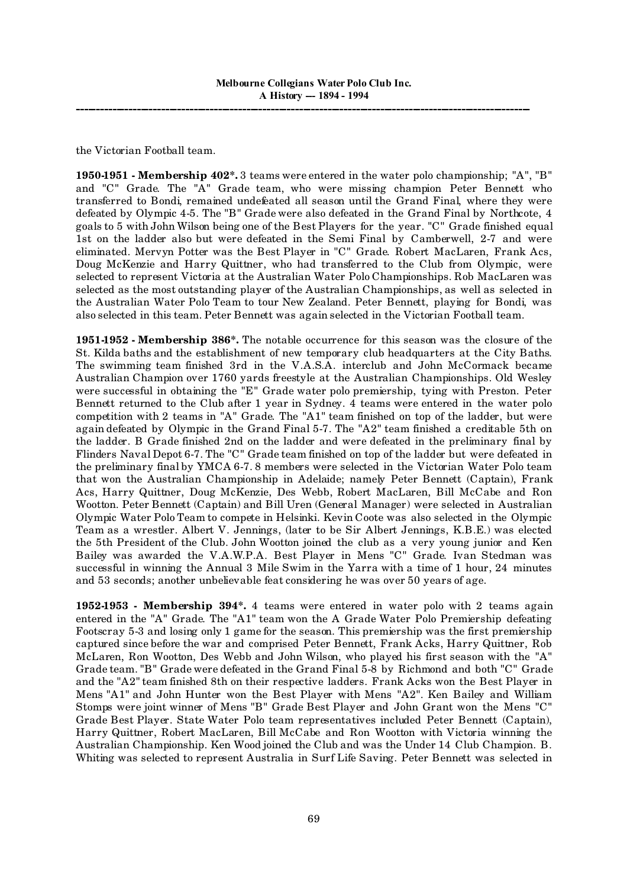the Victorian Football team.

**1950-1951 - Membership 402*.** 3 teams were entered in the water polo championship; "A", "B" and "C" Grade. The "A" Grade team, who were missing champion Peter Bennett who transferred to Bondi, remained undefeated all season until the Grand Final, where they were defeated by Olympic 4-5. The "B" Grade were also defeated in the Grand Final by Northcote, 4 goals to 5 with John Wilson being one of the Best Players for the year. "C" Grade finished equal 1st on the ladder also but were defeated in the Semi Final by Camberwell, 2-7 and were eliminated. Mervyn Potter was the Best Player in "C" Grade. Robert MacLaren, Frank Acs, Doug McKenzie and Harry Quittner, who had transferred to the Club from Olympic, were selected to represent Victoria at the Australian Water Polo Championships. Rob MacLaren was selected as the most outstanding player of the Australian Championships, as well as selected in the Australian Water Polo Team to tour New Zealand. Peter Bennett, playing for Bondi, was also selected in this team. Peter Bennett was again selected in the Victorian Football team.

**1951-1952 - Membership 386*.** The notable occurrence for this season was the closure of the St. Kilda baths and the establishment of new temporary club headquarters at the City Baths. The swimming team finished 3rd in the V.A.S.A. interclub and John McCormack became Australian Champion over 1760 yards freestyle at the Australian Championships. Old Wesley were successful in obtaining the "E" Grade water polo premiership, tying with Preston. Peter Bennett returned to the Club after 1 year in Sydney. 4 teams were entered in the water polo competition with 2 teams in "A" Grade. The "A1" team finished on top of the ladder, but were again defeated by Olympic in the Grand Final 5-7. The "A2" team finished a creditable 5th on the ladder. B Grade finished 2nd on the ladder and were defeated in the preliminary final by Flinders Naval Depot 6-7. The "C" Grade team finished on top of the ladder but were defeated in the preliminary final by YMCA 6-7. 8 members were selected in the Victorian Water Polo team that won the Australian Championship in Adelaide; namely Peter Bennett (Captain), Frank Acs, Harry Quittner, Doug McKenzie, Des Webb, Robert MacLaren, Bill McCabe and Ron Wootton. Peter Bennett (Captain) and Bill Uren (General Manager) were selected in Australian Olympic Water Polo Team to compete in Helsinki. Kevin Coote was also selected in the Olympic Team as a wrestler. Albert V. Jennings, (later to be Sir Albert Jennings, K.B.E.) was elected the 5th President of the Club. John Wootton joined the club as a very young junior and Ken Bailey was awarded the V.A.W.P.A. Best Player in Mens "C" Grade. Ivan Stedman was successful in winning the Annual 3 Mile Swim in the Yarra with a time of 1 hour, 24 minutes and 53 seconds; another unbelievable feat considering he was over 50 years of age.

**1952-1953 - Membership 394*.** 4 teams were entered in water polo with 2 teams again entered in the "A" Grade. The "A1" team won the A Grade Water Polo Premiership defeating Footscray 5-3 and losing only 1 game for the season. This premiership was the first premiership captured since before the war and comprised Peter Bennett, Frank Acks, Harry Quittner, Rob McLaren, Ron Wootton, Des Webb and John Wilson, who played his first season with the "A" Grade team. "B" Grade were defeated in the Grand Final 5-8 by Richmond and both "C" Grade and the "A2" team finished 8th on their respective ladders. Frank Acks won the Best Player in Mens "A1" and John Hunter won the Best Player with Mens "A2". Ken Bailey and William Stomps were joint winner of Mens "B" Grade Best Player and John Grant won the Mens "C" Grade Best Player. State Water Polo team representatives included Peter Bennett (Captain), Harry Quittner, Robert MacLaren, Bill McCabe and Ron Wootton with Victoria winning the Australian Championship. Ken Wood joined the Club and was the Under 14 Club Champion. B. Whiting was selected to represent Australia in Surf Life Saving. Peter Bennett was selected in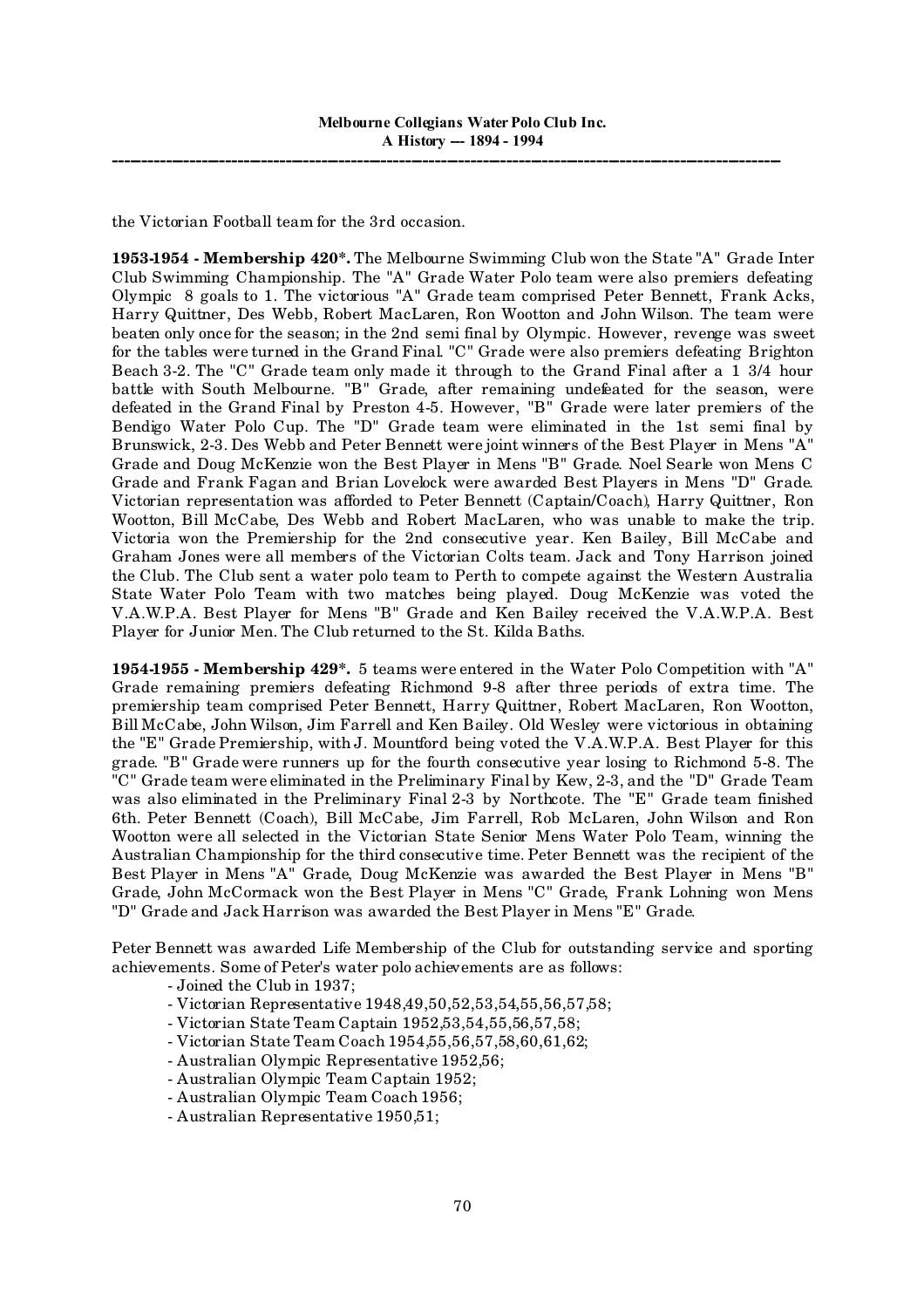the Victorian Football team for the 3rd occasion.

**1953-1954 - Membership 420*.** The Melbourne Swimming Club won the State "A" Grade Inter Club Swimming Championship. The "A" Grade Water Polo team were also premiers defeating Olympic 8 goals to 1. The victorious "A" Grade team comprised Peter Bennett, Frank Acks, Harry Quittner, Des Webb, Robert MacLaren, Ron Wootton and John Wilson. The team were beaten only once for the season; in the 2nd semi final by Olympic. However, revenge was sweet for the tables were turned in the Grand Final. "C" Grade were also premiers defeating Brighton Beach 3-2. The "C" Grade team only made it through to the Grand Final after a 1 3/4 hour battle with South Melbourne. "B" Grade, after remaining undefeated for the season, were defeated in the Grand Final by Preston 4-5. However, "B" Grade were later premiers of the Bendigo Water Polo Cup. The "D" Grade team were eliminated in the 1st semi final by Brunswick, 2-3. Des Webb and Peter Bennett were joint winners of the Best Player in Mens "A" Grade and Doug McKenzie won the Best Player in Mens "B" Grade. Noel Searle won Mens C Grade and Frank Fagan and Brian Lovelock were awarded Best Players in Mens "D" Grade. Victorian representation was afforded to Peter Bennett (Captain/Coach), Harry Quittner, Ron Wootton, Bill McCabe, Des Webb and Robert MacLaren, who was unable to make the trip. Victoria won the Premiership for the 2nd consecutive year. Ken Bailey, Bill McCabe and Graham Jones were all members of the Victorian Colts team. Jack and Tony Harrison joined the Club. The Club sent a water polo team to Perth to compete against the Western Australia State Water Polo Team with two matches being played. Doug McKenzie was voted the V.A.W.P.A. Best Player for Mens "B" Grade and Ken Bailey received the V.A.W.P.A. Best Player for Junior Men. The Club returned to the St. Kilda Baths.

**1954-1955 - Membership 429*.** 5 teams were entered in the Water Polo Competition with "A" Grade remaining premiers defeating Richmond 9-8 after three periods of extra time. The premiership team comprised Peter Bennett, Harry Quittner, Robert MacLaren, Ron Wootton, Bill McCabe, John Wilson, Jim Farrell and Ken Bailey. Old Wesley were victorious in obtaining the "E" Grade Premiership, with J. Mountford being voted the V.A.W.P.A. Best Player for this grade. "B" Grade were runners up for the fourth consecutive year losing to Richmond 5-8. The "C" Grade team were eliminated in the Preliminary Final by Kew, 2-3, and the "D" Grade Team was also eliminated in the Preliminary Final 2-3 by Northcote. The "E" Grade team finished 6th. Peter Bennett (Coach), Bill McCabe, Jim Farrell, Rob McLaren, John Wilson and Ron Wootton were all selected in the Victorian State Senior Mens Water Polo Team, winning the Australian Championship for the third consecutive time. Peter Bennett was the recipient of the Best Player in Mens "A" Grade, Doug McKenzie was awarded the Best Player in Mens "B" Grade, John McCormack won the Best Player in Mens "C" Grade, Frank Lohning won Mens "D" Grade and Jack Harrison was awarded the Best Player in Mens "E" Grade.

Peter Bennett was awarded Life Membership of the Club for outstanding service and sporting achievements. Some of Peter's water polo achievements are as follows:

- Joined the Club in 1937;
- Victorian Representative 1948,49,50,52,53,54,55,56,57,58;
- Victorian State Team Captain 1952,53,54,55,56,57,58;
- Victorian State Team Coach 1954,55,56,57,58,60,61,62;
- Australian Olympic Representative 1952,56;
- Australian Olympic Team Captain 1952;
- Australian Olympic Team Coach 1956;
- Australian Representative 1950,51;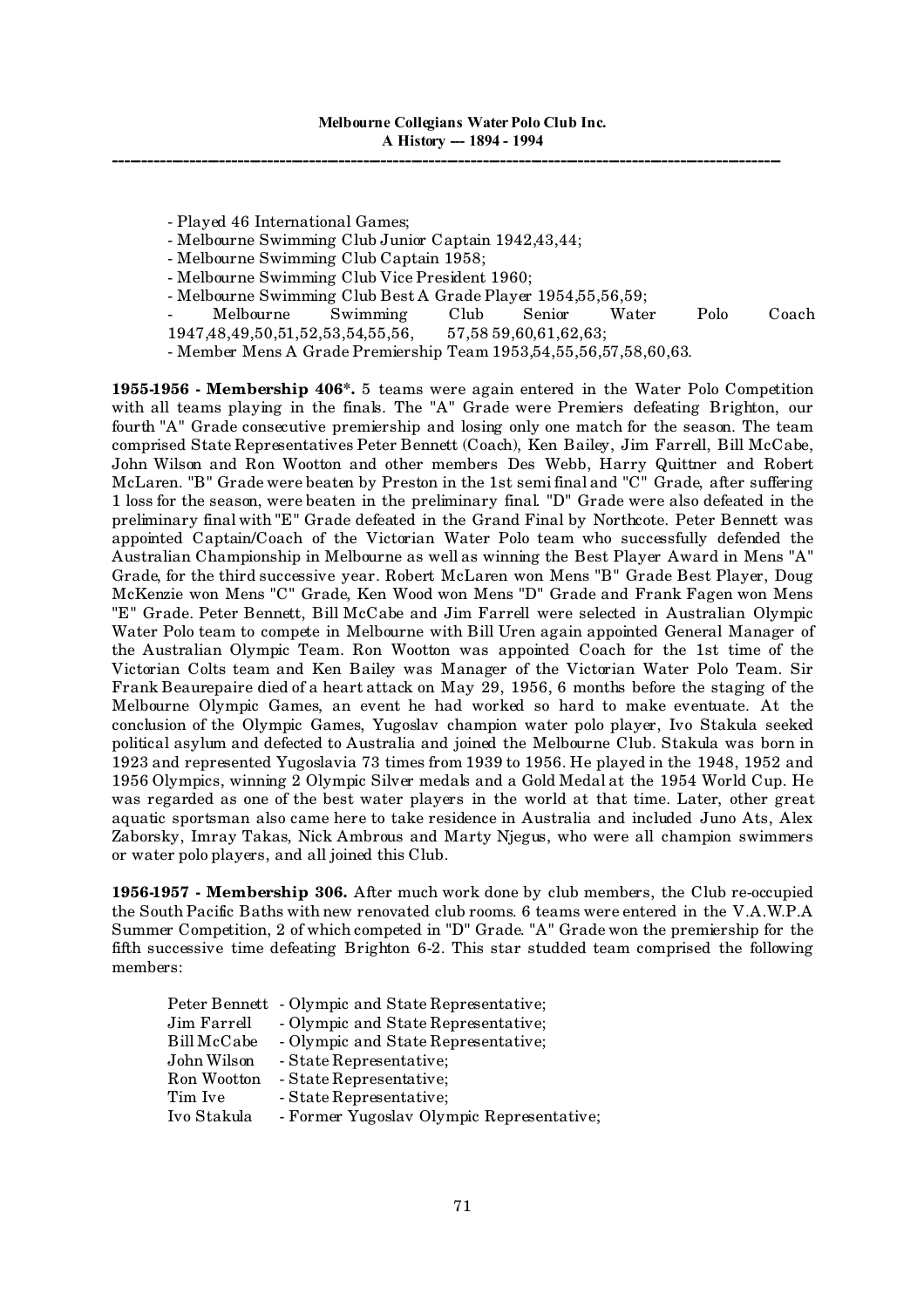- Played 46 International Games;
- Melbourne Swimming Club Junior Captain 1942,43,44;
- Melbourne Swimming Club Captain 1958;
- Melbourne Swimming Club Vice President 1960;
- Melbourne Swimming Club Best A Grade Player 1954,55,56,59;
- Melbourne Swimming Club Senior Water Polo Coach 1947,48,49,50,51,52,53,54,55,56, 57,58 59,60,61,62,63;
- Member Mens A Grade Premiership Team 1953,54,55,56,57,58,60,63.

**1955-1956 - Membership 406*.** 5 teams were again entered in the Water Polo Competition with all teams playing in the finals. The "A" Grade were Premiers defeating Brighton, our fourth "A" Grade consecutive premiership and losing only one match for the season. The team comprised State Representatives Peter Bennett (Coach), Ken Bailey, Jim Farrell, Bill McCabe, John Wilson and Ron Wootton and other members Des Webb, Harry Quittner and Robert McLaren. "B" Grade were beaten by Preston in the 1st semi final and "C" Grade, after suffering 1 loss for the season, were beaten in the preliminary final. "D" Grade were also defeated in the preliminary final with "E" Grade defeated in the Grand Final by Northcote. Peter Bennett was appointed Captain/Coach of the Victorian Water Polo team who successfully defended the Australian Championship in Melbourne as well as winning the Best Player Award in Mens "A" Grade, for the third successive year. Robert McLaren won Mens "B" Grade Best Player, Doug McKenzie won Mens "C" Grade, Ken Wood won Mens "D" Grade and Frank Fagen won Mens "E" Grade. Peter Bennett, Bill McCabe and Jim Farrell were selected in Australian Olympic Water Polo team to compete in Melbourne with Bill Uren again appointed General Manager of the Australian Olympic Team. Ron Wootton was appointed Coach for the 1st time of the Victorian Colts team and Ken Bailey was Manager of the Victorian Water Polo Team. Sir Frank Beaurepaire died of a heart attack on May 29, 1956, 6 months before the staging of the Melbourne Olympic Games, an event he had worked so hard to make eventuate. At the conclusion of the Olympic Games, Yugoslav champion water polo player, Ivo Stakula seeked political asylum and defected to Australia and joined the Melbourne Club. Stakula was born in 1923 and represented Yugoslavia 73 times from 1939 to 1956. He played in the 1948, 1952 and 1956 Olympics, winning 2 Olympic Silver medals and a Gold Medal at the 1954 World Cup. He was regarded as one of the best water players in the world at that time. Later, other great aquatic sportsman also came here to take residence in Australia and included Juno Ats, Alex Zaborsky, Imray Takas, Nick Ambrous and Marty Njegus, who were all champion swimmers or water polo players, and all joined this Club.

**1956-1957 - Membership 306.** After much work done by club members, the Club re-occupied the South Pacific Baths with new renovated club rooms. 6 teams were entered in the V.A.W.P.A Summer Competition, 2 of which competed in "D" Grade. "A" Grade won the premiership for the fifth successive time defeating Brighton 6-2. This star studded team comprised the following members:

Peter Bennett - Olympic and State Representative;
Jim Farrell - Olympic and State Representative;
Bill McCabe - Olympic and State Representative;
John Wilson - State Representative;
Ron Wootton - State Representative;
Tim Ive - State Representative;
Ivo Stakula - Former Yugoslav Olympic Representative;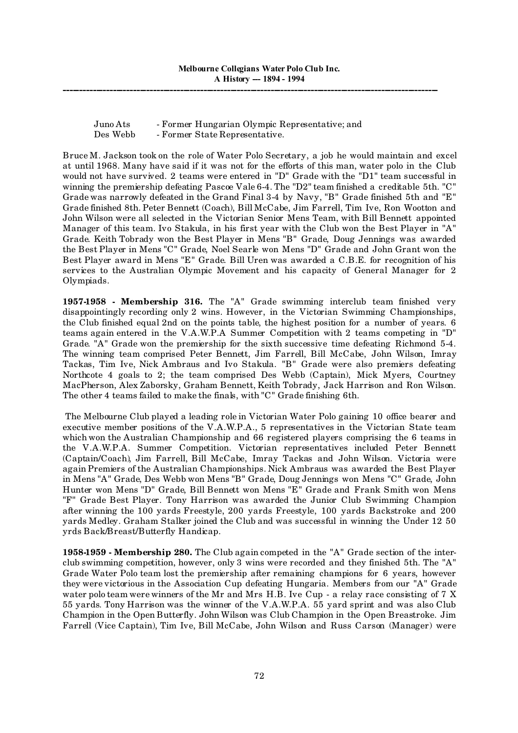Juno Ats - Former Hungarian Olympic Representative; and
Des Webb - Former State Representative.

Bruce M. Jackson took on the role of Water Polo Secretary, a job he would maintain and excel at until 1968. Many have said if it was not for the efforts of this man, water polo in the Club would not have survived. 2 teams were entered in "D" Grade with the "D1" team successful in winning the premiership defeating Pascoe Vale 6-4. The "D2" team finished a creditable 5th. "C" Grade was narrowly defeated in the Grand Final 3-4 by Navy, "B" Grade finished 5th and "E" Grade finished 8th. Peter Bennett (Coach), Bill McCabe, Jim Farrell, Tim Ive, Ron Wootton and John Wilson were all selected in the Victorian Senior Mens Team, with Bill Bennett appointed Manager of this team. Ivo Stakula, in his first year with the Club won the Best Player in "A" Grade. Keith Tobrady won the Best Player in Mens "B" Grade, Doug Jennings was awarded the Best Player in Mens "C" Grade, Noel Searle won Mens "D" Grade and John Grant won the Best Player award in Mens "E" Grade. Bill Uren was awarded a C.B.E. for recognition of his services to the Australian Olympic Movement and his capacity of General Manager for 2 Olympiads.

**1957-1958 - Membership 316.** The "A" Grade swimming interclub team finished very disappointingly recording only 2 wins. However, in the Victorian Swimming Championships, the Club finished equal 2nd on the points table, the highest position for a number of years. 6 teams again entered in the V.A.W.P.A Summer Competition with 2 teams competing in "D" Grade. "A" Grade won the premiership for the sixth successive time defeating Richmond 5-4. The winning team comprised Peter Bennett, Jim Farrell, Bill McCabe, John Wilson, Imray Tackas, Tim Ive, Nick Ambraus and Ivo Stakula. "B" Grade were also premiers defeating Northcote 4 goals to 2; the team comprised Des Webb (Captain), Mick Myers, Courtney MacPherson, Alex Zaborsky, Graham Bennett, Keith Tobrady, Jack Harrison and Ron Wilson. The other 4 teams failed to make the finals, with "C" Grade finishing 6th.

The Melbourne Club played a leading role in Victorian Water Polo gaining 10 office bearer and executive member positions of the V.A.W.P.A., 5 representatives in the Victorian State team which won the Australian Championship and 66 registered players comprising the 6 teams in the V.A.W.P.A. Summer Competition. Victorian representatives included Peter Bennett (Captain/Coach), Jim Farrell, Bill McCabe, Imray Tackas and John Wilson. Victoria were again Premiers of the Australian Championships. Nick Ambraus was awarded the Best Player in Mens "A" Grade, Des Webb won Mens "B" Grade, Doug Jennings won Mens "C" Grade, John Hunter won Mens "D" Grade, Bill Bennett won Mens "E" Grade and Frank Smith won Mens "F" Grade Best Player. Tony Harrison was awarded the Junior Club Swimming Champion after winning the 100 yards Freestyle, 200 yards Freestyle, 100 yards Backstroke and 200 yards Medley. Graham Stalker joined the Club and was successful in winning the Under 12 50 yrds Back/Breast/Butterfly Handicap.

**1958-1959 - Membership 280.** The Club again competed in the "A" Grade section of the inter-club swimming competition, however, only 3 wins were recorded and they finished 5th. The "A" Grade Water Polo team lost the premiership after remaining champions for 6 years, however they were victorious in the Association Cup defeating Hungaria. Members from our "A" Grade water polo team were winners of the Mr and Mrs H.B. Ive Cup - a relay race consisting of 7 X 55 yards. Tony Harrison was the winner of the V.A.W.P.A. 55 yard sprint and was also Club Champion in the Open Butterfly. John Wilson was Club Champion in the Open Breastroke. Jim Farrell (Vice Captain), Tim Ive, Bill McCabe, John Wilson and Russ Carson (Manager) were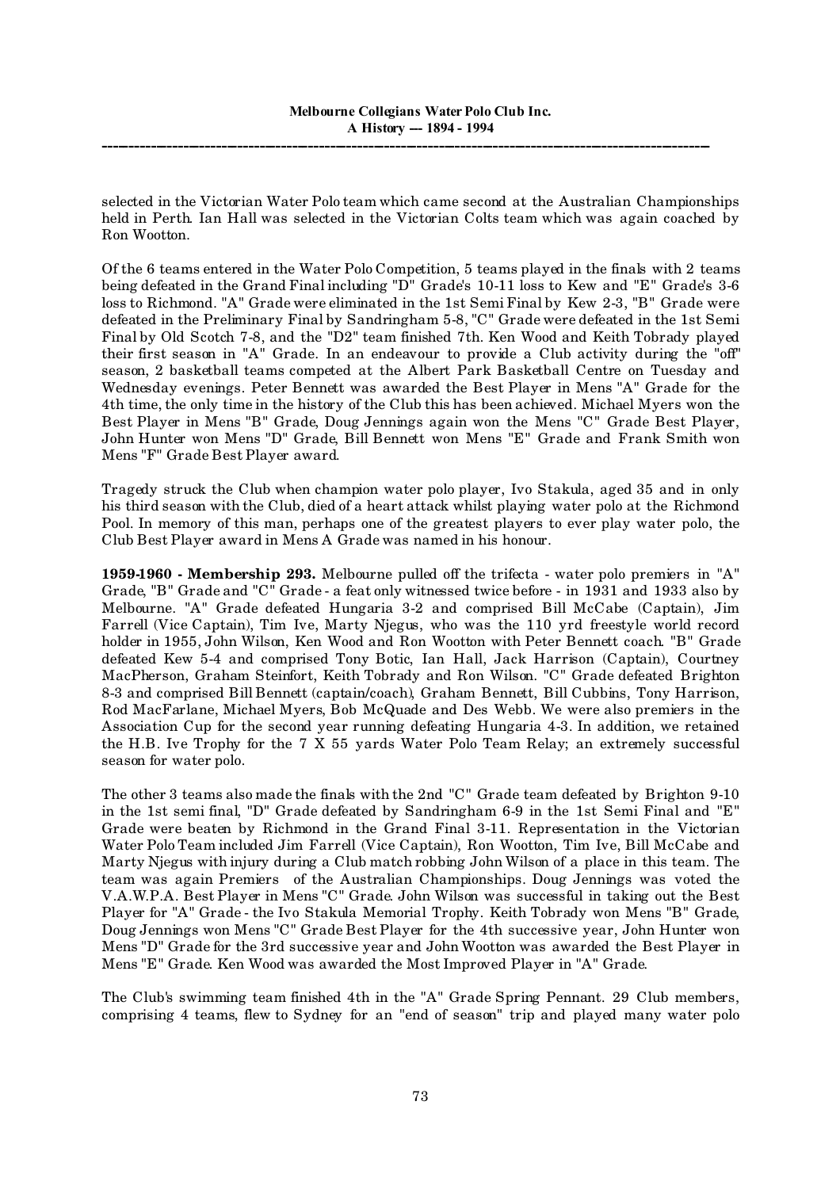selected in the Victorian Water Polo team which came second at the Australian Championships held in Perth. Ian Hall was selected in the Victorian Colts team which was again coached by Ron Wootton.

Of the 6 teams entered in the Water Polo Competition, 5 teams played in the finals with 2 teams being defeated in the Grand Final including "D" Grade's 10-11 loss to Kew and "E" Grade's 3-6 loss to Richmond. "A" Grade were eliminated in the 1st Semi Final by Kew 2-3, "B" Grade were defeated in the Preliminary Final by Sandringham 5-8, "C" Grade were defeated in the 1st Semi Final by Old Scotch 7-8, and the "D2" team finished 7th. Ken Wood and Keith Tobrady played their first season in "A" Grade. In an endeavour to provide a Club activity during the "off" season, 2 basketball teams competed at the Albert Park Basketball Centre on Tuesday and Wednesday evenings. Peter Bennett was awarded the Best Player in Mens "A" Grade for the 4th time, the only time in the history of the Club this has been achieved. Michael Myers won the Best Player in Mens "B" Grade, Doug Jennings again won the Mens "C" Grade Best Player, John Hunter won Mens "D" Grade, Bill Bennett won Mens "E" Grade and Frank Smith won Mens "F" Grade Best Player award.

Tragedy struck the Club when champion water polo player, Ivo Stakula, aged 35 and in only his third season with the Club, died of a heart attack whilst playing water polo at the Richmond Pool. In memory of this man, perhaps one of the greatest players to ever play water polo, the Club Best Player award in Mens A Grade was named in his honour.

**1959-1960 - Membership 293.** Melbourne pulled off the trifecta - water polo premiers in "A" Grade, "B" Grade and "C" Grade - a feat only witnessed twice before - in 1931 and 1933 also by Melbourne. "A" Grade defeated Hungaria 3-2 and comprised Bill McCabe (Captain), Jim Farrell (Vice Captain), Tim Ive, Marty Njegus, who was the 110 yrd freestyle world record holder in 1955, John Wilson, Ken Wood and Ron Wootton with Peter Bennett coach. "B" Grade defeated Kew 5-4 and comprised Tony Botic, Ian Hall, Jack Harrison (Captain), Courtney MacPherson, Graham Steinfort, Keith Tobrady and Ron Wilson. "C" Grade defeated Brighton 8-3 and comprised Bill Bennett (captain/coach), Graham Bennett, Bill Cubbins, Tony Harrison, Rod MacFarlane, Michael Myers, Bob McQuade and Des Webb. We were also premiers in the Association Cup for the second year running defeating Hungaria 4-3. In addition, we retained the H.B. Ive Trophy for the 7 X 55 yards Water Polo Team Relay; an extremely successful season for water polo.

The other 3 teams also made the finals with the 2nd "C" Grade team defeated by Brighton 9-10 in the 1st semi final, "D" Grade defeated by Sandringham 6-9 in the 1st Semi Final and "E" Grade were beaten by Richmond in the Grand Final 3-11. Representation in the Victorian Water Polo Team included Jim Farrell (Vice Captain), Ron Wootton, Tim Ive, Bill McCabe and Marty Njegus with injury during a Club match robbing John Wilson of a place in this team. The team was again Premiers of the Australian Championships. Doug Jennings was voted the V.A.W.P.A. Best Player in Mens "C" Grade. John Wilson was successful in taking out the Best Player for "A" Grade - the Ivo Stakula Memorial Trophy. Keith Tobrady won Mens "B" Grade, Doug Jennings won Mens "C" Grade Best Player for the 4th successive year, John Hunter won Mens "D" Grade for the 3rd successive year and John Wootton was awarded the Best Player in Mens "E" Grade. Ken Wood was awarded the Most Improved Player in "A" Grade.

The Club's swimming team finished 4th in the "A" Grade Spring Pennant. 29 Club members, comprising 4 teams, flew to Sydney for an "end of season" trip and played many water polo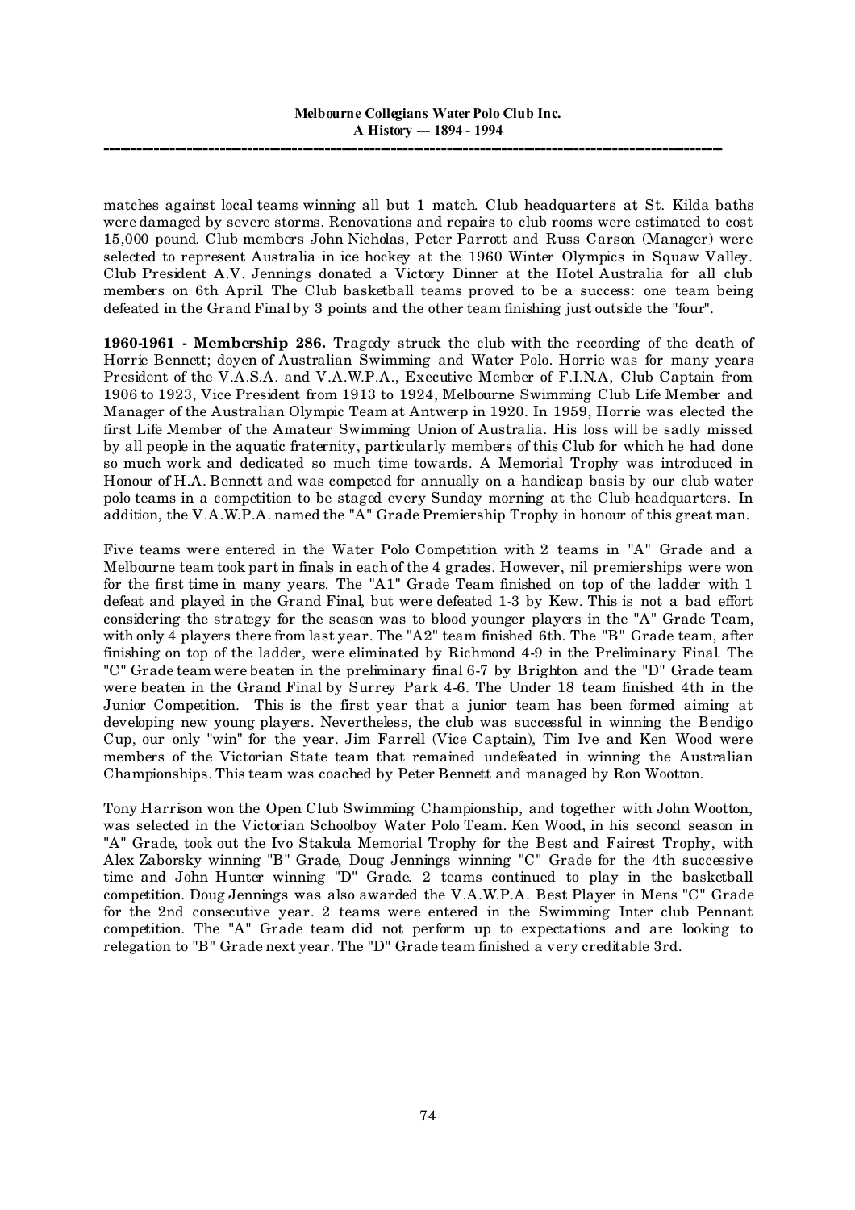matches against local teams winning all but 1 match. Club headquarters at St. Kilda baths were damaged by severe storms. Renovations and repairs to club rooms were estimated to cost 15,000 pound. Club members John Nicholas, Peter Parrott and Russ Carson (Manager) were selected to represent Australia in ice hockey at the 1960 Winter Olympics in Squaw Valley. Club President A.V. Jennings donated a Victory Dinner at the Hotel Australia for all club members on 6th April. The Club basketball teams proved to be a success: one team being defeated in the Grand Final by 3 points and the other team finishing just outside the "four".

**1960-1961 - Membership 286.** Tragedy struck the club with the recording of the death of Horrie Bennett; doyen of Australian Swimming and Water Polo. Horrie was for many years President of the V.A.S.A. and V.A.W.P.A., Executive Member of F.I.N.A, Club Captain from 1906 to 1923, Vice President from 1913 to 1924, Melbourne Swimming Club Life Member and Manager of the Australian Olympic Team at Antwerp in 1920. In 1959, Horrie was elected the first Life Member of the Amateur Swimming Union of Australia. His loss will be sadly missed by all people in the aquatic fraternity, particularly members of this Club for which he had done so much work and dedicated so much time towards. A Memorial Trophy was introduced in Honour of H.A. Bennett and was competed for annually on a handicap basis by our club water polo teams in a competition to be staged every Sunday morning at the Club headquarters. In addition, the V.A.W.P.A. named the "A" Grade Premiership Trophy in honour of this great man.

Five teams were entered in the Water Polo Competition with 2 teams in "A" Grade and a Melbourne team took part in finals in each of the 4 grades. However, nil premierships were won for the first time in many years. The "A1" Grade Team finished on top of the ladder with 1 defeat and played in the Grand Final, but were defeated 1-3 by Kew. This is not a bad effort considering the strategy for the season was to blood younger players in the "A" Grade Team, with only 4 players there from last year. The "A2" team finished 6th. The "B" Grade team, after finishing on top of the ladder, were eliminated by Richmond 4-9 in the Preliminary Final. The "C" Grade team were beaten in the preliminary final 6-7 by Brighton and the "D" Grade team were beaten in the Grand Final by Surrey Park 4-6. The Under 18 team finished 4th in the Junior Competition. This is the first year that a junior team has been formed aiming at developing new young players. Nevertheless, the club was successful in winning the Bendigo Cup, our only "win" for the year. Jim Farrell (Vice Captain), Tim Ive and Ken Wood were members of the Victorian State team that remained undefeated in winning the Australian Championships. This team was coached by Peter Bennett and managed by Ron Wootton.

Tony Harrison won the Open Club Swimming Championship, and together with John Wootton, was selected in the Victorian Schoolboy Water Polo Team. Ken Wood, in his second season in "A" Grade, took out the Ivo Stakula Memorial Trophy for the Best and Fairest Trophy, with Alex Zaborsky winning "B" Grade, Doug Jennings winning "C" Grade for the 4th successive time and John Hunter winning "D" Grade. 2 teams continued to play in the basketball competition. Doug Jennings was also awarded the V.A.W.P.A. Best Player in Mens "C" Grade for the 2nd consecutive year. 2 teams were entered in the Swimming Inter club Pennant competition. The "A" Grade team did not perform up to expectations and are looking to relegation to "B" Grade next year. The "D" Grade team finished a very creditable 3rd.